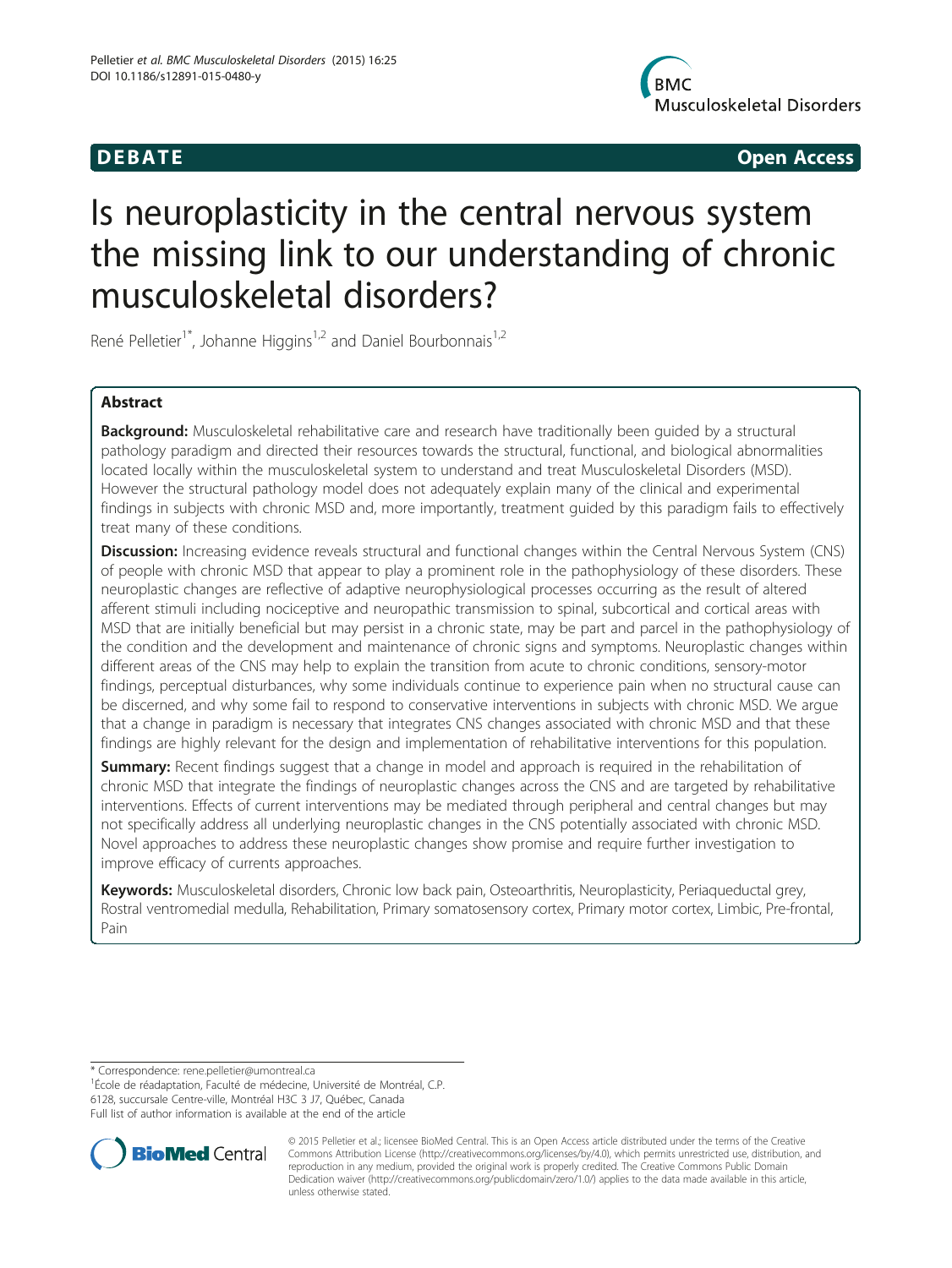**DEBATE** **Open Access**

# Is neuroplasticity in the central nervous system the missing link to our understanding of chronic musculoskeletal disorders?

René Pelletier[1*], Johanne Higgins[1,2] and Daniel Bourbonnais[1,2]

## Abstract

**Background:** Musculoskeletal rehabilitative care and research have traditionally been guided by a structural pathology paradigm and directed their resources towards the structural, functional, and biological abnormalities located locally within the musculoskeletal system to understand and treat Musculoskeletal Disorders (MSD). However the structural pathology model does not adequately explain many of the clinical and experimental findings in subjects with chronic MSD and, more importantly, treatment guided by this paradigm fails to effectively treat many of these conditions.

**Discussion:** Increasing evidence reveals structural and functional changes within the Central Nervous System (CNS) of people with chronic MSD that appear to play a prominent role in the pathophysiology of these disorders. These neuroplastic changes are reflective of adaptive neurophysiological processes occurring as the result of altered afferent stimuli including nociceptive and neuropathic transmission to spinal, subcortical and cortical areas with MSD that are initially beneficial but may persist in a chronic state, may be part and parcel in the pathophysiology of the condition and the development and maintenance of chronic signs and symptoms. Neuroplastic changes within different areas of the CNS may help to explain the transition from acute to chronic conditions, sensory-motor findings, perceptual disturbances, why some individuals continue to experience pain when no structural cause can be discerned, and why some fail to respond to conservative interventions in subjects with chronic MSD. We argue that a change in paradigm is necessary that integrates CNS changes associated with chronic MSD and that these findings are highly relevant for the design and implementation of rehabilitative interventions for this population.

**Summary:** Recent findings suggest that a change in model and approach is required in the rehabilitation of chronic MSD that integrate the findings of neuroplastic changes across the CNS and are targeted by rehabilitative interventions. Effects of current interventions may be mediated through peripheral and central changes but may not specifically address all underlying neuroplastic changes in the CNS potentially associated with chronic MSD. Novel approaches to address these neuroplastic changes show promise and require further investigation to improve efficacy of currents approaches.

**Keywords:** Musculoskeletal disorders, Chronic low back pain, Osteoarthritis, Neuroplasticity, Periaqueductal grey, Rostral ventromedial medulla, Rehabilitation, Primary somatosensory cortex, Primary motor cortex, Limbic, Pre-frontal, Pain

\* Correspondence: rene.pelletier@umontreal.ca

[1]École de réadaptation, Faculté de médecine, Université de Montréal, C.P. 6128, succursale Centre-ville, Montréal H3C 3 J7, Québec, Canada

Full list of author information is available at the end of the article

© 2015 Pelletier et al.; licensee BioMed Central. This is an Open Access article distributed under the terms of the Creative Commons Attribution License (http://creativecommons.org/licenses/by/4.0), which permits unrestricted use, distribution, and reproduction in any medium, provided the original work is properly credited. The Creative Commons Public Domain Dedication waiver (http://creativecommons.org/publicdomain/zero/1.0/) applies to the data made available in this article, unless otherwise stated.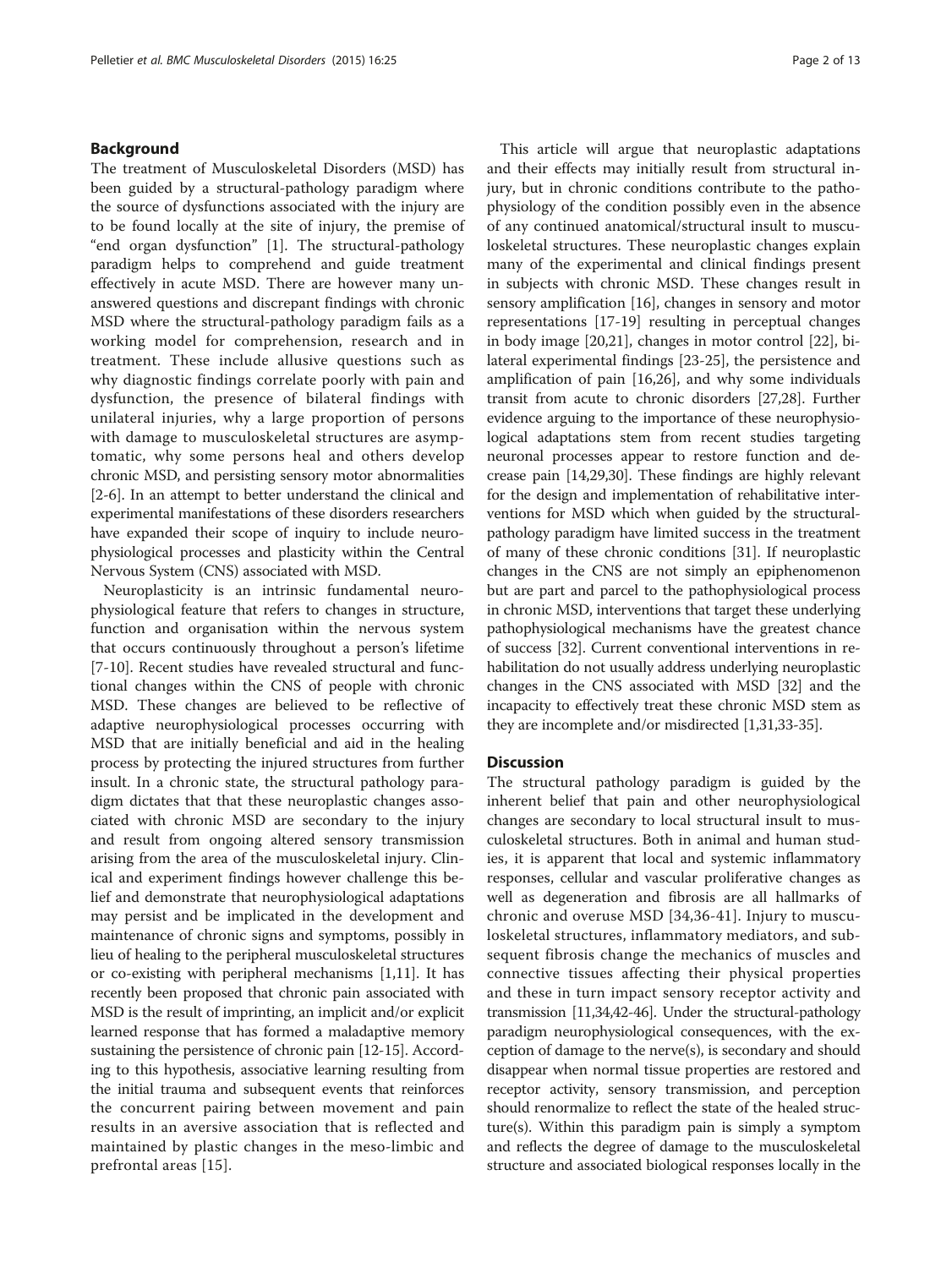## Background

The treatment of Musculoskeletal Disorders (MSD) has been guided by a structural-pathology paradigm where the source of dysfunctions associated with the injury are to be found locally at the site of injury, the premise of "end organ dysfunction" [1]. The structural-pathology paradigm helps to comprehend and guide treatment effectively in acute MSD. There are however many unanswered questions and discrepant findings with chronic MSD where the structural-pathology paradigm fails as a working model for comprehension, research and in treatment. These include allusive questions such as why diagnostic findings correlate poorly with pain and dysfunction, the presence of bilateral findings with unilateral injuries, why a large proportion of persons with damage to musculoskeletal structures are asymptomatic, why some persons heal and others develop chronic MSD, and persisting sensory motor abnormalities [2-6]. In an attempt to better understand the clinical and experimental manifestations of these disorders researchers have expanded their scope of inquiry to include neurophysiological processes and plasticity within the Central Nervous System (CNS) associated with MSD.

Neuroplasticity is an intrinsic fundamental neurophysiological feature that refers to changes in structure, function and organisation within the nervous system that occurs continuously throughout a person's lifetime [7-10]. Recent studies have revealed structural and functional changes within the CNS of people with chronic MSD. These changes are believed to be reflective of adaptive neurophysiological processes occurring with MSD that are initially beneficial and aid in the healing process by protecting the injured structures from further insult. In a chronic state, the structural pathology paradigm dictates that that these neuroplastic changes associated with chronic MSD are secondary to the injury and result from ongoing altered sensory transmission arising from the area of the musculoskeletal injury. Clinical and experiment findings however challenge this belief and demonstrate that neurophysiological adaptations may persist and be implicated in the development and maintenance of chronic signs and symptoms, possibly in lieu of healing to the peripheral musculoskeletal structures or co-existing with peripheral mechanisms [1,11]. It has recently been proposed that chronic pain associated with MSD is the result of imprinting, an implicit and/or explicit learned response that has formed a maladaptive memory sustaining the persistence of chronic pain [12-15]. According to this hypothesis, associative learning resulting from the initial trauma and subsequent events that reinforces the concurrent pairing between movement and pain results in an aversive association that is reflected and maintained by plastic changes in the meso-limbic and prefrontal areas [15].

This article will argue that neuroplastic adaptations and their effects may initially result from structural injury, but in chronic conditions contribute to the pathophysiology of the condition possibly even in the absence of any continued anatomical/structural insult to musculoskeletal structures. These neuroplastic changes explain many of the experimental and clinical findings present in subjects with chronic MSD. These changes result in sensory amplification [16], changes in sensory and motor representations [17-19] resulting in perceptual changes in body image [20,21], changes in motor control [22], bilateral experimental findings [23-25], the persistence and amplification of pain [16,26], and why some individuals transit from acute to chronic disorders [27,28]. Further evidence arguing to the importance of these neurophysiological adaptations stem from recent studies targeting neuronal processes appear to restore function and decrease pain [14,29,30]. These findings are highly relevant for the design and implementation of rehabilitative interventions for MSD which when guided by the structural-pathology paradigm have limited success in the treatment of many of these chronic conditions [31]. If neuroplastic changes in the CNS are not simply an epiphenomenon but are part and parcel to the pathophysiological process in chronic MSD, interventions that target these underlying pathophysiological mechanisms have the greatest chance of success [32]. Current conventional interventions in rehabilitation do not usually address underlying neuroplastic changes in the CNS associated with MSD [32] and the incapacity to effectively treat these chronic MSD stem as they are incomplete and/or misdirected [1,31,33-35].

## Discussion

The structural pathology paradigm is guided by the inherent belief that pain and other neurophysiological changes are secondary to local structural insult to musculoskeletal structures. Both in animal and human studies, it is apparent that local and systemic inflammatory responses, cellular and vascular proliferative changes as well as degeneration and fibrosis are all hallmarks of chronic and overuse MSD [34,36-41]. Injury to musculoskeletal structures, inflammatory mediators, and subsequent fibrosis change the mechanics of muscles and connective tissues affecting their physical properties and these in turn impact sensory receptor activity and transmission [11,34,42-46]. Under the structural-pathology paradigm neurophysiological consequences, with the exception of damage to the nerve(s), is secondary and should disappear when normal tissue properties are restored and receptor activity, sensory transmission, and perception should renormalize to reflect the state of the healed structure(s). Within this paradigm pain is simply a symptom and reflects the degree of damage to the musculoskeletal structure and associated biological responses locally in the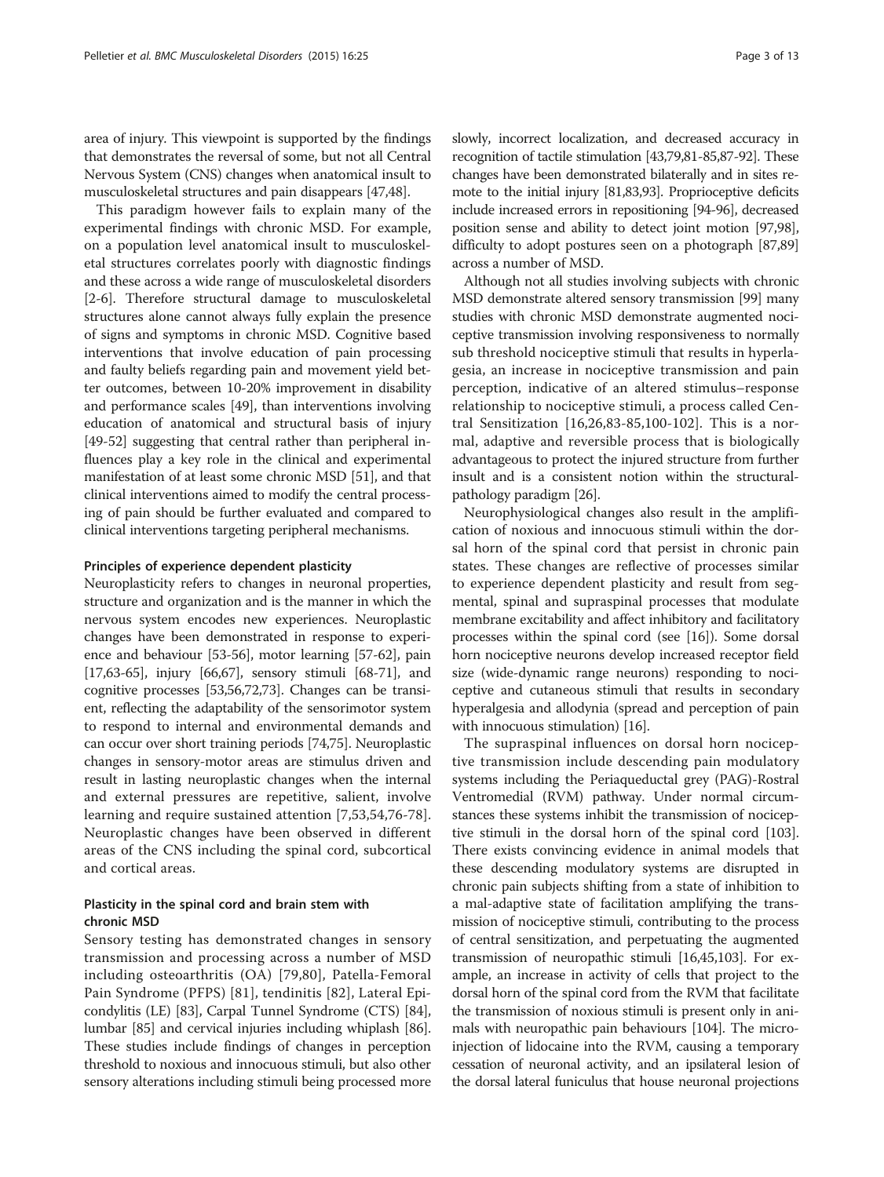area of injury. This viewpoint is supported by the findings that demonstrates the reversal of some, but not all Central Nervous System (CNS) changes when anatomical insult to musculoskeletal structures and pain disappears [47,48].

This paradigm however fails to explain many of the experimental findings with chronic MSD. For example, on a population level anatomical insult to musculoskeletal structures correlates poorly with diagnostic findings and these across a wide range of musculoskeletal disorders [2-6]. Therefore structural damage to musculoskeletal structures alone cannot always fully explain the presence of signs and symptoms in chronic MSD. Cognitive based interventions that involve education of pain processing and faulty beliefs regarding pain and movement yield better outcomes, between 10-20% improvement in disability and performance scales [49], than interventions involving education of anatomical and structural basis of injury [49-52] suggesting that central rather than peripheral influences play a key role in the clinical and experimental manifestation of at least some chronic MSD [51], and that clinical interventions aimed to modify the central processing of pain should be further evaluated and compared to clinical interventions targeting peripheral mechanisms.

#### Principles of experience dependent plasticity

Neuroplasticity refers to changes in neuronal properties, structure and organization and is the manner in which the nervous system encodes new experiences. Neuroplastic changes have been demonstrated in response to experience and behaviour [53-56], motor learning [57-62], pain [17,63-65], injury [66,67], sensory stimuli [68-71], and cognitive processes [53,56,72,73]. Changes can be transient, reflecting the adaptability of the sensorimotor system to respond to internal and environmental demands and can occur over short training periods [74,75]. Neuroplastic changes in sensory-motor areas are stimulus driven and result in lasting neuroplastic changes when the internal and external pressures are repetitive, salient, involve learning and require sustained attention [7,53,54,76-78]. Neuroplastic changes have been observed in different areas of the CNS including the spinal cord, subcortical and cortical areas.

#### Plasticity in the spinal cord and brain stem with chronic MSD

Sensory testing has demonstrated changes in sensory transmission and processing across a number of MSD including osteoarthritis (OA) [79,80], Patella-Femoral Pain Syndrome (PFPS) [81], tendinitis [82], Lateral Epicondylitis (LE) [83], Carpal Tunnel Syndrome (CTS) [84], lumbar [85] and cervical injuries including whiplash [86]. These studies include findings of changes in perception threshold to noxious and innocuous stimuli, but also other sensory alterations including stimuli being processed more slowly, incorrect localization, and decreased accuracy in recognition of tactile stimulation [43,79,81-85,87-92]. These changes have been demonstrated bilaterally and in sites remote to the initial injury [81,83,93]. Proprioceptive deficits include increased errors in repositioning [94-96], decreased position sense and ability to detect joint motion [97,98], difficulty to adopt postures seen on a photograph [87,89] across a number of MSD.

Although not all studies involving subjects with chronic MSD demonstrate altered sensory transmission [99] many studies with chronic MSD demonstrate augmented nociceptive transmission involving responsiveness to normally sub threshold nociceptive stimuli that results in hyperalgesia, an increase in nociceptive transmission and pain perception, indicative of an altered stimulus–response relationship to nociceptive stimuli, a process called Central Sensitization [16,26,83-85,100-102]. This is a normal, adaptive and reversible process that is biologically advantageous to protect the injured structure from further insult and is a consistent notion within the structural-pathology paradigm [26].

Neurophysiological changes also result in the amplification of noxious and innocuous stimuli within the dorsal horn of the spinal cord that persist in chronic pain states. These changes are reflective of processes similar to experience dependent plasticity and result from segmental, spinal and supraspinal processes that modulate membrane excitability and affect inhibitory and facilitatory processes within the spinal cord (see [16]). Some dorsal horn nociceptive neurons develop increased receptor field size (wide-dynamic range neurons) responding to nociceptive and cutaneous stimuli that results in secondary hyperalgesia and allodynia (spread and perception of pain with innocuous stimulation) [16].

The supraspinal influences on dorsal horn nociceptive transmission include descending pain modulatory systems including the Periaqueductal grey (PAG)-Rostral Ventromedial (RVM) pathway. Under normal circumstances these systems inhibit the transmission of nociceptive stimuli in the dorsal horn of the spinal cord [103]. There exists convincing evidence in animal models that these descending modulatory systems are disrupted in chronic pain subjects shifting from a state of inhibition to a mal-adaptive state of facilitation amplifying the transmission of nociceptive stimuli, contributing to the process of central sensitization, and perpetuating the augmented transmission of neuropathic stimuli [16,45,103]. For example, an increase in activity of cells that project to the dorsal horn of the spinal cord from the RVM that facilitate the transmission of noxious stimuli is present only in animals with neuropathic pain behaviours [104]. The microinjection of lidocaine into the RVM, causing a temporary cessation of neuronal activity, and an ipsilateral lesion of the dorsal lateral funiculus that house neuronal projections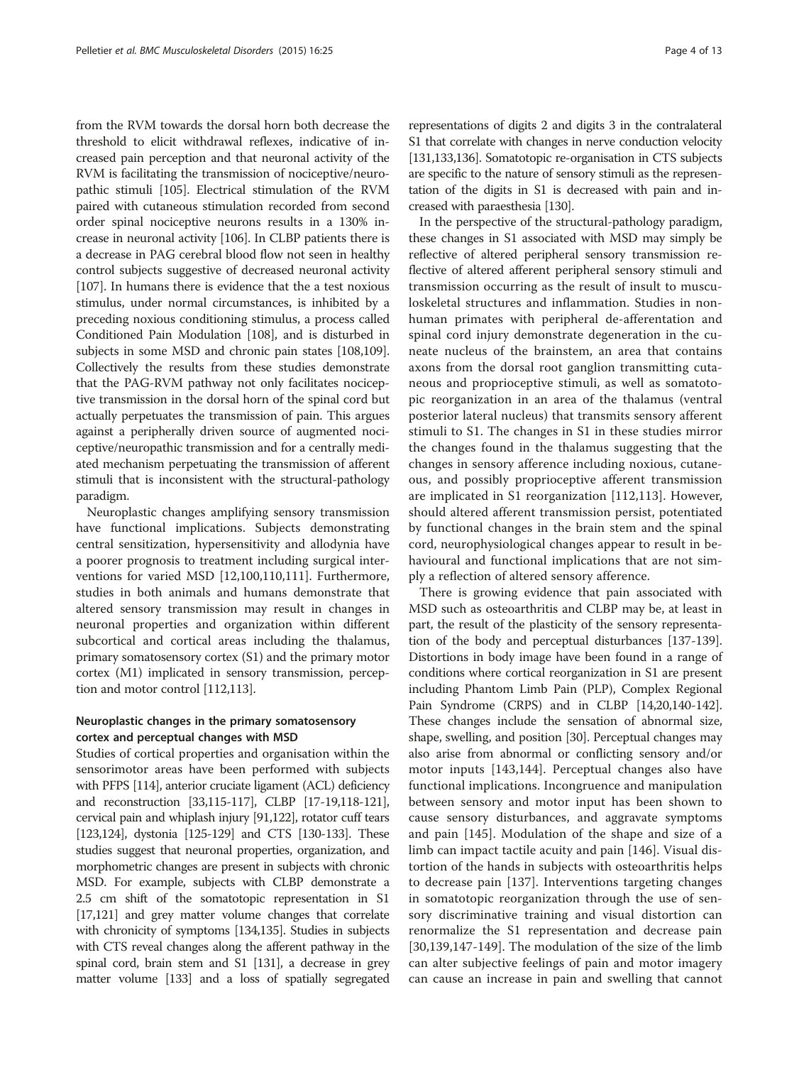from the RVM towards the dorsal horn both decrease the threshold to elicit withdrawal reflexes, indicative of increased pain perception and that neuronal activity of the RVM is facilitating the transmission of nociceptive/neuropathic stimuli [105]. Electrical stimulation of the RVM paired with cutaneous stimulation recorded from second order spinal nociceptive neurons results in a 130% increase in neuronal activity [106]. In CLBP patients there is a decrease in PAG cerebral blood flow not seen in healthy control subjects suggestive of decreased neuronal activity [107]. In humans there is evidence that the a test noxious stimulus, under normal circumstances, is inhibited by a preceding noxious conditioning stimulus, a process called Conditioned Pain Modulation [108], and is disturbed in subjects in some MSD and chronic pain states [108,109]. Collectively the results from these studies demonstrate that the PAG-RVM pathway not only facilitates nociceptive transmission in the dorsal horn of the spinal cord but actually perpetuates the transmission of pain. This argues against a peripherally driven source of augmented nociceptive/neuropathic transmission and for a centrally mediated mechanism perpetuating the transmission of afferent stimuli that is inconsistent with the structural-pathology paradigm.

Neuroplastic changes amplifying sensory transmission have functional implications. Subjects demonstrating central sensitization, hypersensitivity and allodynia have a poorer prognosis to treatment including surgical interventions for varied MSD [12,100,110,111]. Furthermore, studies in both animals and humans demonstrate that altered sensory transmission may result in changes in neuronal properties and organization within different subcortical and cortical areas including the thalamus, primary somatosensory cortex (S1) and the primary motor cortex (M1) implicated in sensory transmission, perception and motor control [112,113].

### Neuroplastic changes in the primary somatosensory cortex and perceptual changes with MSD

Studies of cortical properties and organisation within the sensorimotor areas have been performed with subjects with PFPS [114], anterior cruciate ligament (ACL) deficiency and reconstruction [33,115-117], CLBP [17-19,118-121], cervical pain and whiplash injury [91,122], rotator cuff tears [123,124], dystonia [125-129] and CTS [130-133]. These studies suggest that neuronal properties, organization, and morphometric changes are present in subjects with chronic MSD. For example, subjects with CLBP demonstrate a 2.5 cm shift of the somatotopic representation in S1 [17,121] and grey matter volume changes that correlate with chronicity of symptoms [134,135]. Studies in subjects with CTS reveal changes along the afferent pathway in the spinal cord, brain stem and S1 [131], a decrease in grey matter volume [133] and a loss of spatially segregated representations of digits 2 and digits 3 in the contralateral S1 that correlate with changes in nerve conduction velocity [131,133,136]. Somatotopic re-organisation in CTS subjects are specific to the nature of sensory stimuli as the representation of the digits in S1 is decreased with pain and increased with paraesthesia [130].

In the perspective of the structural-pathology paradigm, these changes in S1 associated with MSD may simply be reflective of altered peripheral sensory transmission reflective of altered afferent peripheral sensory stimuli and transmission occurring as the result of insult to musculoskeletal structures and inflammation. Studies in non-human primates with peripheral de-afferentation and spinal cord injury demonstrate degeneration in the cuneate nucleus of the brainstem, an area that contains axons from the dorsal root ganglion transmitting cutaneous and proprioceptive stimuli, as well as somatotopic reorganization in an area of the thalamus (ventral posterior lateral nucleus) that transmits sensory afferent stimuli to S1. The changes in S1 in these studies mirror the changes found in the thalamus suggesting that the changes in sensory afference including noxious, cutaneous, and possibly proprioceptive afferent transmission are implicated in S1 reorganization [112,113]. However, should altered afferent transmission persist, potentiated by functional changes in the brain stem and the spinal cord, neurophysiological changes appear to result in behavioural and functional implications that are not simply a reflection of altered sensory afference.

There is growing evidence that pain associated with MSD such as osteoarthritis and CLBP may be, at least in part, the result of the plasticity of the sensory representation of the body and perceptual disturbances [137-139]. Distortions in body image have been found in a range of conditions where cortical reorganization in S1 are present including Phantom Limb Pain (PLP), Complex Regional Pain Syndrome (CRPS) and in CLBP [14,20,140-142]. These changes include the sensation of abnormal size, shape, swelling, and position [30]. Perceptual changes may also arise from abnormal or conflicting sensory and/or motor inputs [143,144]. Perceptual changes also have functional implications. Incongruence and manipulation between sensory and motor input has been shown to cause sensory disturbances, and aggravate symptoms and pain [145]. Modulation of the shape and size of a limb can impact tactile acuity and pain [146]. Visual distortion of the hands in subjects with osteoarthritis helps to decrease pain [137]. Interventions targeting changes in somatotopic reorganization through the use of sensory discriminative training and visual distortion can renormalize the S1 representation and decrease pain [30,139,147-149]. The modulation of the size of the limb can alter subjective feelings of pain and motor imagery can cause an increase in pain and swelling that cannot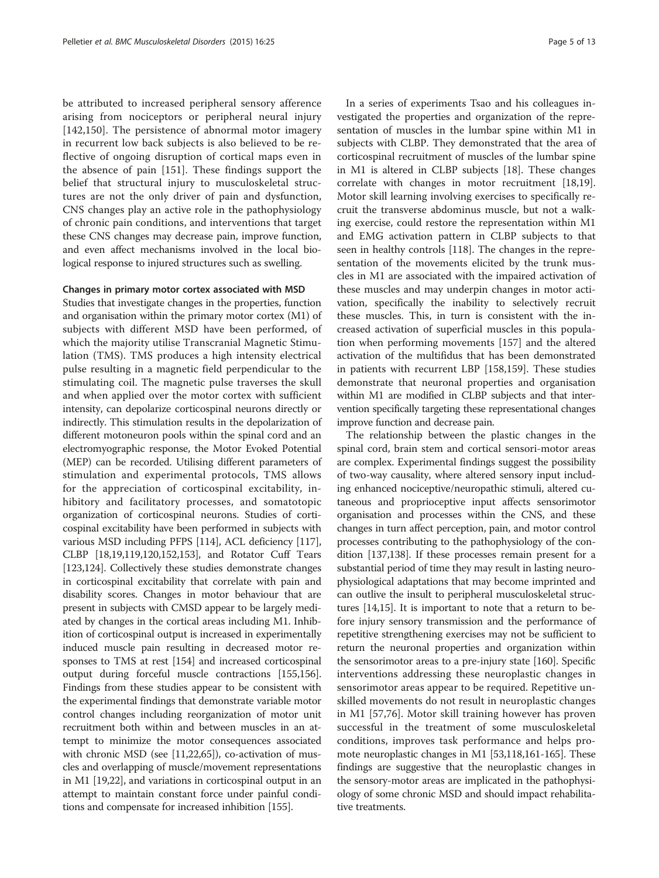be attributed to increased peripheral sensory afference arising from nociceptors or peripheral neural injury [142,150]. The persistence of abnormal motor imagery in recurrent low back subjects is also believed to be reflective of ongoing disruption of cortical maps even in the absence of pain [151]. These findings support the belief that structural injury to musculoskeletal structures are not the only driver of pain and dysfunction, CNS changes play an active role in the pathophysiology of chronic pain conditions, and interventions that target these CNS changes may decrease pain, improve function, and even affect mechanisms involved in the local biological response to injured structures such as swelling.

#### Changes in primary motor cortex associated with MSD

Studies that investigate changes in the properties, function and organisation within the primary motor cortex (M1) of subjects with different MSD have been performed, of which the majority utilise Transcranial Magnetic Stimulation (TMS). TMS produces a high intensity electrical pulse resulting in a magnetic field perpendicular to the stimulating coil. The magnetic pulse traverses the skull and when applied over the motor cortex with sufficient intensity, can depolarize corticospinal neurons directly or indirectly. This stimulation results in the depolarization of different motoneuron pools within the spinal cord and an electromyographic response, the Motor Evoked Potential (MEP) can be recorded. Utilising different parameters of stimulation and experimental protocols, TMS allows for the appreciation of corticospinal excitability, inhibitory and facilitatory processes, and somatotopic organization of corticospinal neurons. Studies of corticospinal excitability have been performed in subjects with various MSD including PFPS [114], ACL deficiency [117], CLBP [18,19,119,120,152,153], and Rotator Cuff Tears [123,124]. Collectively these studies demonstrate changes in corticospinal excitability that correlate with pain and disability scores. Changes in motor behaviour that are present in subjects with CMSD appear to be largely mediated by changes in the cortical areas including M1. Inhibition of corticospinal output is increased in experimentally induced muscle pain resulting in decreased motor responses to TMS at rest [154] and increased corticospinal output during forceful muscle contractions [155,156]. Findings from these studies appear to be consistent with the experimental findings that demonstrate variable motor control changes including reorganization of motor unit recruitment both within and between muscles in an attempt to minimize the motor consequences associated with chronic MSD (see [11,22,65]), co-activation of muscles and overlapping of muscle/movement representations in M1 [19,22], and variations in corticospinal output in an attempt to maintain constant force under painful conditions and compensate for increased inhibition [155].

In a series of experiments Tsao and his colleagues investigated the properties and organization of the representation of muscles in the lumbar spine within M1 in subjects with CLBP. They demonstrated that the area of corticospinal recruitment of muscles of the lumbar spine in M1 is altered in CLBP subjects [18]. These changes correlate with changes in motor recruitment [18,19]. Motor skill learning involving exercises to specifically recruit the transverse abdominus muscle, but not a walking exercise, could restore the representation within M1 and EMG activation pattern in CLBP subjects to that seen in healthy controls [118]. The changes in the representation of the movements elicited by the trunk muscles in M1 are associated with the impaired activation of these muscles and may underpin changes in motor activation, specifically the inability to selectively recruit these muscles. This, in turn is consistent with the increased activation of superficial muscles in this population when performing movements [157] and the altered activation of the multifidus that has been demonstrated in patients with recurrent LBP [158,159]. These studies demonstrate that neuronal properties and organisation within M1 are modified in CLBP subjects and that intervention specifically targeting these representational changes improve function and decrease pain.

The relationship between the plastic changes in the spinal cord, brain stem and cortical sensori-motor areas are complex. Experimental findings suggest the possibility of two-way causality, where altered sensory input including enhanced nociceptive/neuropathic stimuli, altered cutaneous and proprioceptive input affects sensorimotor organisation and processes within the CNS, and these changes in turn affect perception, pain, and motor control processes contributing to the pathophysiology of the condition [137,138]. If these processes remain present for a substantial period of time they may result in lasting neurophysiological adaptations that may become imprinted and can outlive the insult to peripheral musculoskeletal structures [14,15]. It is important to note that a return to before injury sensory transmission and the performance of repetitive strengthening exercises may not be sufficient to return the neuronal properties and organization within the sensorimotor areas to a pre-injury state [160]. Specific interventions addressing these neuroplastic changes in sensorimotor areas appear to be required. Repetitive unskilled movements do not result in neuroplastic changes in M1 [57,76]. Motor skill training however has proven successful in the treatment of some musculoskeletal conditions, improves task performance and helps promote neuroplastic changes in M1 [53,118,161-165]. These findings are suggestive that the neuroplastic changes in the sensory-motor areas are implicated in the pathophysiology of some chronic MSD and should impact rehabilitative treatments.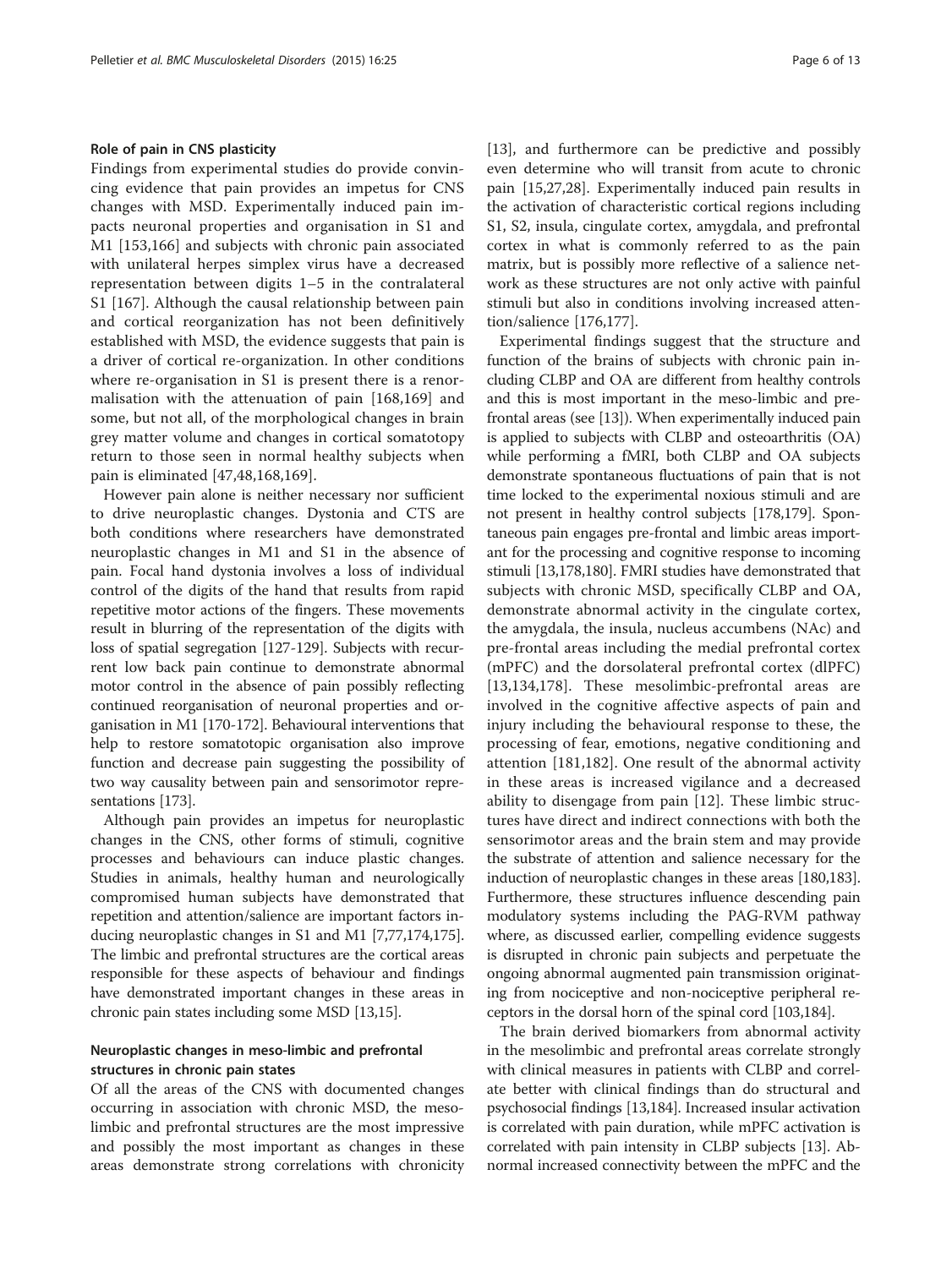### Role of pain in CNS plasticity

Findings from experimental studies do provide convincing evidence that pain provides an impetus for CNS changes with MSD. Experimentally induced pain impacts neuronal properties and organisation in S1 and M1 [153,166] and subjects with chronic pain associated with unilateral herpes simplex virus have a decreased representation between digits 1–5 in the contralateral S1 [167]. Although the causal relationship between pain and cortical reorganization has not been definitively established with MSD, the evidence suggests that pain is a driver of cortical re-organization. In other conditions where re-organisation in S1 is present there is a renormalisation with the attenuation of pain [168,169] and some, but not all, of the morphological changes in brain grey matter volume and changes in cortical somatotopy return to those seen in normal healthy subjects when pain is eliminated [47,48,168,169].

However pain alone is neither necessary nor sufficient to drive neuroplastic changes. Dystonia and CTS are both conditions where researchers have demonstrated neuroplastic changes in M1 and S1 in the absence of pain. Focal hand dystonia involves a loss of individual control of the digits of the hand that results from rapid repetitive motor actions of the fingers. These movements result in blurring of the representation of the digits with loss of spatial segregation [127-129]. Subjects with recurrent low back pain continue to demonstrate abnormal motor control in the absence of pain possibly reflecting continued reorganisation of neuronal properties and organisation in M1 [170-172]. Behavioural interventions that help to restore somatotopic organisation also improve function and decrease pain suggesting the possibility of two way causality between pain and sensorimotor representations [173].

Although pain provides an impetus for neuroplastic changes in the CNS, other forms of stimuli, cognitive processes and behaviours can induce plastic changes. Studies in animals, healthy human and neurologically compromised human subjects have demonstrated that repetition and attention/salience are important factors inducing neuroplastic changes in S1 and M1 [7,77,174,175]. The limbic and prefrontal structures are the cortical areas responsible for these aspects of behaviour and findings have demonstrated important changes in these areas in chronic pain states including some MSD [13,15].

### Neuroplastic changes in meso-limbic and prefrontal structures in chronic pain states

Of all the areas of the CNS with documented changes occurring in association with chronic MSD, the meso-limbic and prefrontal structures are the most impressive and possibly the most important as changes in these areas demonstrate strong correlations with chronicity [13], and furthermore can be predictive and possibly even determine who will transit from acute to chronic pain [15,27,28]. Experimentally induced pain results in the activation of characteristic cortical regions including S1, S2, insula, cingulate cortex, amygdala, and prefrontal cortex in what is commonly referred to as the pain matrix, but is possibly more reflective of a salience network as these structures are not only active with painful stimuli but also in conditions involving increased attention/salience [176,177].

Experimental findings suggest that the structure and function of the brains of subjects with chronic pain including CLBP and OA are different from healthy controls and this is most important in the meso-limbic and prefrontal areas (see [13]). When experimentally induced pain is applied to subjects with CLBP and osteoarthritis (OA) while performing a fMRI, both CLBP and OA subjects demonstrate spontaneous fluctuations of pain that is not time locked to the experimental noxious stimuli and are not present in healthy control subjects [178,179]. Spontaneous pain engages pre-frontal and limbic areas important for the processing and cognitive response to incoming stimuli [13,178,180]. FMRI studies have demonstrated that subjects with chronic MSD, specifically CLBP and OA, demonstrate abnormal activity in the cingulate cortex, the amygdala, the insula, nucleus accumbens (NAc) and pre-frontal areas including the medial prefrontal cortex (mPFC) and the dorsolateral prefrontal cortex (dlPFC) [13,134,178]. These mesolimbic-prefrontal areas are involved in the cognitive affective aspects of pain and injury including the behavioural response to these, the processing of fear, emotions, negative conditioning and attention [181,182]. One result of the abnormal activity in these areas is increased vigilance and a decreased ability to disengage from pain [12]. These limbic structures have direct and indirect connections with both the sensorimotor areas and the brain stem and may provide the substrate of attention and salience necessary for the induction of neuroplastic changes in these areas [180,183]. Furthermore, these structures influence descending pain modulatory systems including the PAG-RVM pathway where, as discussed earlier, compelling evidence suggests is disrupted in chronic pain subjects and perpetuate the ongoing abnormal augmented pain transmission originating from nociceptive and non-nociceptive peripheral receptors in the dorsal horn of the spinal cord [103,184].

The brain derived biomarkers from abnormal activity in the mesolimbic and prefrontal areas correlate strongly with clinical measures in patients with CLBP and correlate better with clinical findings than do structural and psychosocial findings [13,184]. Increased insular activation is correlated with pain duration, while mPFC activation is correlated with pain intensity in CLBP subjects [13]. Abnormal increased connectivity between the mPFC and the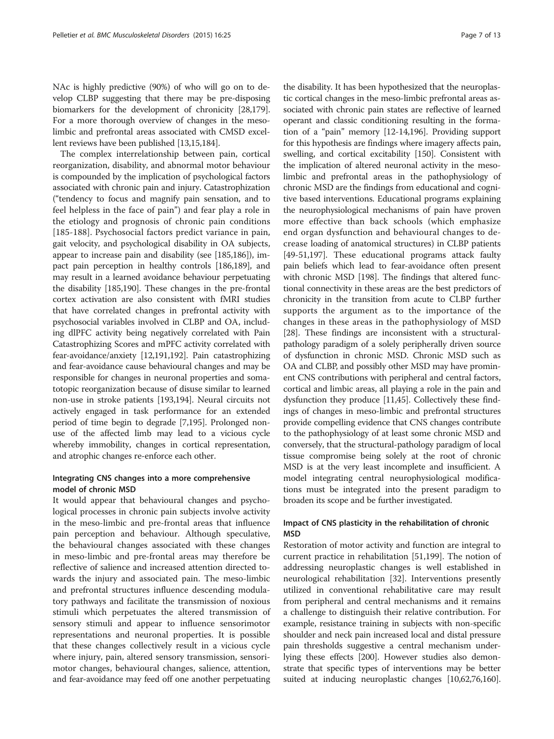NAc is highly predictive (90%) of who will go on to develop CLBP suggesting that there may be pre-disposing biomarkers for the development of chronicity [28,179]. For a more thorough overview of changes in the meso-limbic and prefrontal areas associated with CMSD excellent reviews have been published [13,15,184].

The complex interrelationship between pain, cortical reorganization, disability, and abnormal motor behaviour is compounded by the implication of psychological factors associated with chronic pain and injury. Catastrophization ("tendency to focus and magnify pain sensation, and to feel helpless in the face of pain") and fear play a role in the etiology and prognosis of chronic pain conditions [185-188]. Psychosocial factors predict variance in pain, gait velocity, and psychological disability in OA subjects, appear to increase pain and disability (see [185,186]), impact pain perception in healthy controls [186,189], and may result in a learned avoidance behaviour perpetuating the disability [185,190]. These changes in the pre-frontal cortex activation are also consistent with fMRI studies that have correlated changes in prefrontal activity with psychosocial variables involved in CLBP and OA, including dlPFC activity being negatively correlated with Pain Catastrophizing Scores and mPFC activity correlated with fear-avoidance/anxiety [12,191,192]. Pain catastrophizing and fear-avoidance cause behavioural changes and may be responsible for changes in neuronal properties and somatotopic reorganization because of disuse similar to learned non-use in stroke patients [193,194]. Neural circuits not actively engaged in task performance for an extended period of time begin to degrade [7,195]. Prolonged non-use of the affected limb may lead to a vicious cycle whereby immobility, changes in cortical representation, and atrophic changes re-enforce each other.

## Integrating CNS changes into a more comprehensive model of chronic MSD

It would appear that behavioural changes and psychological processes in chronic pain subjects involve activity in the meso-limbic and pre-frontal areas that influence pain perception and behaviour. Although speculative, the behavioural changes associated with these changes in meso-limbic and pre-frontal areas may therefore be reflective of salience and increased attention directed towards the injury and associated pain. The meso-limbic and prefrontal structures influence descending modulatory pathways and facilitate the transmission of noxious stimuli which perpetuates the altered transmission of sensory stimuli and appear to influence sensorimotor representations and neuronal properties. It is possible that these changes collectively result in a vicious cycle where injury, pain, altered sensory transmission, sensorimotor changes, behavioural changes, salience, attention, and fear-avoidance may feed off one another perpetuating the disability. It has been hypothesized that the neuroplastic cortical changes in the meso-limbic prefrontal areas associated with chronic pain states are reflective of learned operant and classic conditioning resulting in the formation of a "pain" memory [12-14,196]. Providing support for this hypothesis are findings where imagery affects pain, swelling, and cortical excitability [150]. Consistent with the implication of altered neuronal activity in the meso-limbic and prefrontal areas in the pathophysiology of chronic MSD are the findings from educational and cognitive based interventions. Educational programs explaining the neurophysiological mechanisms of pain have proven more effective than back schools (which emphasize end organ dysfunction and behavioural changes to decrease loading of anatomical structures) in CLBP patients [49-51,197]. These educational programs attack faulty pain beliefs which lead to fear-avoidance often present with chronic MSD [198]. The findings that altered functional connectivity in these areas are the best predictors of chronicity in the transition from acute to CLBP further supports the argument as to the importance of the changes in these areas in the pathophysiology of MSD [28]. These findings are inconsistent with a structural-pathology paradigm of a solely peripherally driven source of dysfunction in chronic MSD. Chronic MSD such as OA and CLBP, and possibly other MSD may have prominent CNS contributions with peripheral and central factors, cortical and limbic areas, all playing a role in the pain and dysfunction they produce [11,45]. Collectively these findings of changes in meso-limbic and prefrontal structures provide compelling evidence that CNS changes contribute to the pathophysiology of at least some chronic MSD and conversely, that the structural-pathology paradigm of local tissue compromise being solely at the root of chronic MSD is at the very least incomplete and insufficient. A model integrating central neurophysiological modifications must be integrated into the present paradigm to broaden its scope and be further investigated.

## Impact of CNS plasticity in the rehabilitation of chronic MSD

Restoration of motor activity and function are integral to current practice in rehabilitation [51,199]. The notion of addressing neuroplastic changes is well established in neurological rehabilitation [32]. Interventions presently utilized in conventional rehabilitative care may result from peripheral and central mechanisms and it remains a challenge to distinguish their relative contribution. For example, resistance training in subjects with non-specific shoulder and neck pain increased local and distal pressure pain thresholds suggestive a central mechanism underlying these effects [200]. However studies also demonstrate that specific types of interventions may be better suited at inducing neuroplastic changes [10,62,76,160].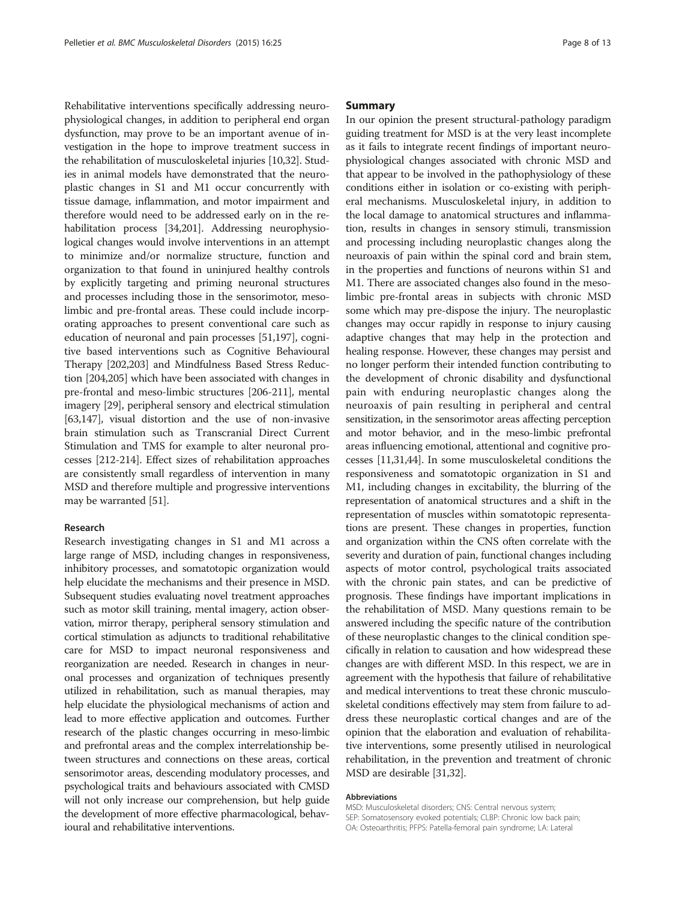Rehabilitative interventions specifically addressing neurophysiological changes, in addition to peripheral end organ dysfunction, may prove to be an important avenue of investigation in the hope to improve treatment success in the rehabilitation of musculoskeletal injuries [10,32]. Studies in animal models have demonstrated that the neuroplastic changes in S1 and M1 occur concurrently with tissue damage, inflammation, and motor impairment and therefore would need to be addressed early on in the rehabilitation process [34,201]. Addressing neurophysiological changes would involve interventions in an attempt to minimize and/or normalize structure, function and organization to that found in uninjured healthy controls by explicitly targeting and priming neuronal structures and processes including those in the sensorimotor, meso-limbic and pre-frontal areas. These could include incorporating approaches to present conventional care such as education of neuronal and pain processes [51,197], cognitive based interventions such as Cognitive Behavioural Therapy [202,203] and Mindfulness Based Stress Reduction [204,205] which have been associated with changes in pre-frontal and meso-limbic structures [206-211], mental imagery [29], peripheral sensory and electrical stimulation [63,147], visual distortion and the use of non-invasive brain stimulation such as Transcranial Direct Current Stimulation and TMS for example to alter neuronal processes [212-214]. Effect sizes of rehabilitation approaches are consistently small regardless of intervention in many MSD and therefore multiple and progressive interventions may be warranted [51].

#### Research

Research investigating changes in S1 and M1 across a large range of MSD, including changes in responsiveness, inhibitory processes, and somatotopic organization would help elucidate the mechanisms and their presence in MSD. Subsequent studies evaluating novel treatment approaches such as motor skill training, mental imagery, action observation, mirror therapy, peripheral sensory stimulation and cortical stimulation as adjuncts to traditional rehabilitative care for MSD to impact neuronal responsiveness and reorganization are needed. Research in changes in neuronal processes and organization of techniques presently utilized in rehabilitation, such as manual therapies, may help elucidate the physiological mechanisms of action and lead to more effective application and outcomes. Further research of the plastic changes occurring in meso-limbic and prefrontal areas and the complex interrelationship between structures and connections on these areas, cortical sensorimotor areas, descending modulatory processes, and psychological traits and behaviours associated with CMSD will not only increase our comprehension, but help guide the development of more effective pharmacological, behavioural and rehabilitative interventions.

## Summary

In our opinion the present structural-pathology paradigm guiding treatment for MSD is at the very least incomplete as it fails to integrate recent findings of important neurophysiological changes associated with chronic MSD and that appear to be involved in the pathophysiology of these conditions either in isolation or co-existing with peripheral mechanisms. Musculoskeletal injury, in addition to the local damage to anatomical structures and inflammation, results in changes in sensory stimuli, transmission and processing including neuroplastic changes along the neuroaxis of pain within the spinal cord and brain stem, in the properties and functions of neurons within S1 and M1. There are associated changes also found in the meso-limbic pre-frontal areas in subjects with chronic MSD some which may pre-dispose the injury. The neuroplastic changes may occur rapidly in response to injury causing adaptive changes that may help in the protection and healing response. However, these changes may persist and no longer perform their intended function contributing to the development of chronic disability and dysfunctional pain with enduring neuroplastic changes along the neuroaxis of pain resulting in peripheral and central sensitization, in the sensorimotor areas affecting perception and motor behavior, and in the meso-limbic prefrontal areas influencing emotional, attentional and cognitive processes [11,31,44]. In some musculoskeletal conditions the responsiveness and somatotopic organization in S1 and M1, including changes in excitability, the blurring of the representation of anatomical structures and a shift in the representation of muscles within somatotopic representations are present. These changes in properties, function and organization within the CNS often correlate with the severity and duration of pain, functional changes including aspects of motor control, psychological traits associated with the chronic pain states, and can be predictive of prognosis. These findings have important implications in the rehabilitation of MSD. Many questions remain to be answered including the specific nature of the contribution of these neuroplastic changes to the clinical condition specifically in relation to causation and how widespread these changes are with different MSD. In this respect, we are in agreement with the hypothesis that failure of rehabilitative and medical interventions to treat these chronic musculoskeletal conditions effectively may stem from failure to address these neuroplastic cortical changes and are of the opinion that the elaboration and evaluation of rehabilitative interventions, some presently utilised in neurological rehabilitation, in the prevention and treatment of chronic MSD are desirable [31,32].

#### Abbreviations

MSD: Musculoskeletal disorders; CNS: Central nervous system; SEP: Somatosensory evoked potentials; CLBP: Chronic low back pain; OA: Osteoarthritis; PFPS: Patella-femoral pain syndrome; LA: Lateral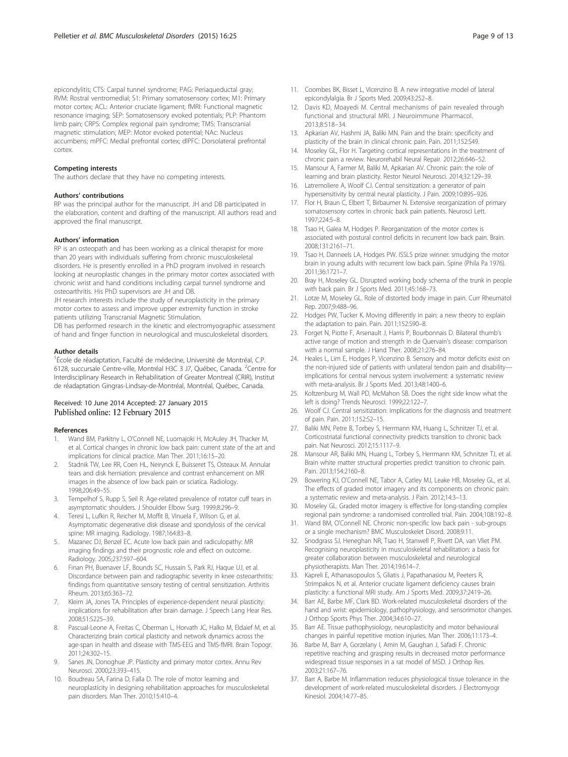epicondylitis; CTS: Carpal tunnel syndrome; PAG: Periaqueductal gray; RVM: Rostral ventromedial; S1: Primary somatosensory cortex; M1: Primary motor cortex; ACL: Anterior cruciate ligament; fMRI: Functional magnetic resonance imaging; SEP: Somatosensory evoked potentials; PLP: Phantom limb pain; CRPS: Complex regional pain syndrome; TMS: Transcranial magnetic stimulation; MEP: Motor evoked potential; NAc: Nucleus accumbens; mPFC: Medial prefrontal cortex; dlPFC: Dorsolateral prefrontal cortex.

#### Competing interests

The authors declare that they have no competing interests.

#### Authors' contributions

RP was the principal author for the manuscript. JH and DB participated in the elaboration, content and drafting of the manuscript. All authors read and approved the final manuscript.

#### Authors' information

RP is an osteopath and has been working as a clinical therapist for more than 20 years with individuals suffering from chronic musculoskeletal disorders. He is presently enrolled in a PhD program involved in research looking at neuroplastic changes in the primary motor cortex associated with chronic wrist and hand conditions including carpal tunnel syndrome and osteoarthritis. His PhD supervisors are JH and DB.

JH research interests include the study of neuroplasticity in the primary motor cortex to assess and improve upper extremity function in stroke patients utilizing Transcranial Magnetic Stimulation.

DB has performed research in the kinetic and electromyographic assessment of hand and finger function in neurological and musculoskeletal disorders.

#### Author details

[1]École de réadaptation, Faculté de médecine, Université de Montréal, C.P. 6128, succursale Centre-ville, Montréal H3C 3 J7, Québec, Canada. [2]Centre for Interdisciplinary Research in Rehabilitation of Greater Montreal (CRIR), Institut de réadaptation Gingras-Lindsay-de-Montréal, Montréal, Québec, Canada.

Received: 10 June 2014 Accepted: 27 January 2015
Published online: 12 February 2015

#### References

1. Wand BM, Parkitny L, O'Connell NE, Luomajoki H, McAuley JH, Thacker M, et al. Cortical changes in chronic low back pain: current state of the art and implications for clinical practice. Man Ther. 2011;16:15–20.
2. Stadnik TW, Lee RR, Coen HL, Neirynck E, Buisseret TS, Osteaux M. Annular tears and disk herniation: prevalence and contrast enhancement on MR images in the absence of low back pain or sciatica. Radiology. 1998;206:49–55.
3. Tempelhof S, Rupp S, Seil R. Age-related prevalence of rotator cuff tears in asymptomatic shoulders. J Shoulder Elbow Surg. 1999;8:296–9.
4. Teresi L, Lufkin R, Reicher M, Moffit B, Vinuela F, Wilson G, et al. Asymptomatic degenerative disk disease and spondylosis of the cervical spine: MR imaging. Radiology. 1987;164:83–8.
5. Mazanec DJ, Benzel EC. Acute low back pain and radiculopathy: MR imaging findings and their prognostic role and effect on outcome. Radiology. 2005;237:597–604.
6. Finan PH, Buenaver LF, Bounds SC, Hussain S, Park RJ, Haque UJ, et al. Discordance between pain and radiographic severity in knee osteoarthritis: findings from quantitative sensory testing of central sensitization. Arthritis Rheum. 2013;65:363–72.
7. Kleim JA, Jones TA. Principles of experience-dependent neural plasticity: implications for rehabilitation after brain damage. J Speech Lang Hear Res. 2008;51:S225–39.
8. Pascual-Leone A, Freitas C, Oberman L, Horvath JC, Halko M, Eldaief M, et al. Characterizing brain cortical plasticity and network dynamics across the age-span in health and disease with TMS-EEG and TMS-fMRI. Brain Topogr. 2011;24:302–15.
9. Sanes JN, Donoghue JP. Plasticity and primary motor cortex. Annu Rev Neurosci. 2000;23:393–415.
10. Boudreau SA, Farina D, Falla D. The role of motor learning and neuroplasticity in designing rehabilitation approaches for musculoskeletal pain disorders. Man Ther. 2010;15:410–4.
11. Coombes BK, Bisset L, Vicenzino B. A new integrative model of lateral epicondylalgia. Br J Sports Med. 2009;43:252–8.
12. Davis KD, Moayedi M. Central mechanisms of pain revealed through functional and structural MRI. J Neuroimmune Pharmacol. 2013;8:518–34.
13. Apkarian AV, Hashmi JA, Baliki MN. Pain and the brain: specificity and plasticity of the brain in clinical chronic pain. Pain. 2011;152:S49.
14. Moseley GL, Flor H. Targeting cortical representations in the treatment of chronic pain a review. Neurorehabil Neural Repair. 2012;26:646–52.
15. Mansour A, Farmer M, Baliki M, Apkarian AV. Chronic pain: the role of learning and brain plasticity. Restor Neurol Neurosci. 2014;32:129–39.
16. Latremoliere A, Woolf CJ. Central sensitization: a generator of pain hypersensitivity by central neural plasticity. J Pain. 2009;10:895–926.
17. Flor H, Braun C, Elbert T, Birbaumer N. Extensive reorganization of primary somatosensory cortex in chronic back pain patients. Neurosci Lett. 1997;224:5–8.
18. Tsao H, Galea M, Hodges P. Reorganization of the motor cortex is associated with postural control deficits in recurrent low back pain. Brain. 2008;131:2161–71.
19. Tsao H, Danneels LA, Hodges PW. ISSLS prize winner: smudging the motor brain in young adults with recurrent low back pain. Spine (Phila Pa 1976). 2011;36:1721–7.
20. Bray H, Moseley GL. Disrupted working body schema of the trunk in people with back pain. Br J Sports Med. 2011;45:168–73.
21. Lotze M, Moseley GL. Role of distorted body image in pain. Curr Rheumatol Rep. 2007;9:488–96.
22. Hodges PW, Tucker K. Moving differently in pain: a new theory to explain the adaptation to pain. Pain. 2011;152:S90–8.
23. Forget N, Piotte F, Arsenault J, Harris P, Bourbonnais D. Bilateral thumb's active range of motion and strength in de Quervain's disease: comparison with a normal sample. J Hand Ther. 2008;21:276–84.
24. Heales L, Lim E, Hodges P, Vicenzino B. Sensory and motor deficits exist on the non-injured side of patients with unilateral tendon pain and disability—implications for central nervous system involvement: a systematic review with meta-analysis. Br J Sports Med. 2013;48:1400–6.
25. Koltzenburg M, Wall PD, McMahon SB. Does the right side know what the left is doing? Trends Neurosci. 1999;22:122–7.
26. Woolf CJ. Central sensitization: implications for the diagnosis and treatment of pain. Pain. 2011;152:S2–15.
27. Baliki MN, Petre B, Torbey S, Herrmann KM, Huang L, Schnitzer TJ, et al. Corticostriatal functional connectivity predicts transition to chronic back pain. Nat Neurosci. 2012;15:1117–9.
28. Mansour AR, Baliki MN, Huang L, Torbey S, Herrmann KM, Schnitzer TJ, et al. Brain white matter structural properties predict transition to chronic pain. Pain. 2013;154:2160–8.
29. Bowering KJ, O'Connell NE, Tabor A, Catley MJ, Leake HB, Moseley GL, et al. The effects of graded motor imagery and its components on chronic pain: a systematic review and meta-analysis. J Pain. 2012;14:3–13.
30. Moseley GL. Graded motor imagery is effective for long-standing complex regional pain syndrome: a randomised controlled trial. Pain. 2004;108:192–8.
31. Wand BM, O'Connell NE. Chronic non-specific low back pain - sub-groups or a single mechanism? BMC Musculoskelet Disord. 2008;9:11.
32. Snodgrass SJ, Heneghan NR, Tsao H, Stanwell P, Rivett DA, van Vliet PM. Recognising neuroplasticity in musculoskeletal rehabilitation: a basis for greater collaboration between musculoskeletal and neurological physiotherapists. Man Ther. 2014;19:614–7.
33. Kapreli E, Athanasopoulos S, Gliatis J, Papathanasiou M, Peeters R, Strimpakos N, et al. Anterior cruciate ligament deficiency causes brain plasticity: a functional MRI study. Am J Sports Med. 2009;37:2419–26.
34. Barr AE, Barbe MF, Clark BD. Work-related musculoskeletal disorders of the hand and wrist: epidemiology, pathophysiology, and sensorimotor changes. J Orthop Sports Phys Ther. 2004;34:610–27.
35. Barr AE. Tissue pathophysiology, neuroplasticity and motor behavioural changes in painful repetitive motion injuries. Man Ther. 2006;11:173–4.
36. Barbe M, Barr A, Gorzelany I, Amin M, Gaughan J, Safadi F. Chronic repetitive reaching and grasping results in decreased motor performance widespread tissue responses in a rat model of MSD. J Orthop Res. 2003;21:167–76.
37. Barr A, Barbe M. Inflammation reduces physiological tissue tolerance in the development of work-related musculoskeletal disorders. J Electromyogr Kinesiol. 2004;14:77–85.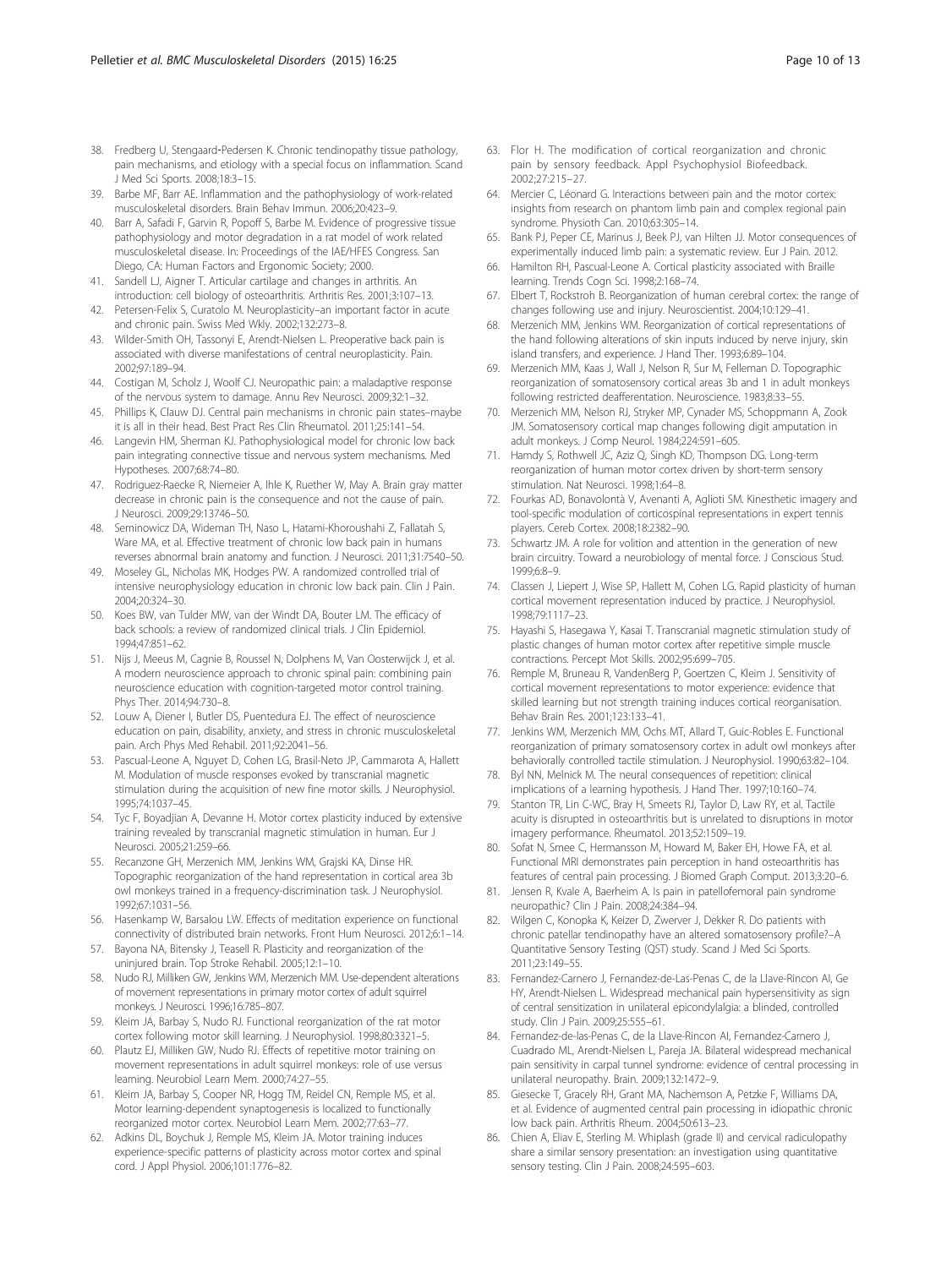38. Fredberg U, Stengaard-Pedersen K. Chronic tendinopathy tissue pathology, pain mechanisms, and etiology with a special focus on inflammation. Scand J Med Sci Sports. 2008;18:3–15.
39. Barbe MF, Barr AE. Inflammation and the pathophysiology of work-related musculoskeletal disorders. Brain Behav Immun. 2006;20:423–9.
40. Barr A, Safadi F, Garvin R, Popoff S, Barbe M. Evidence of progressive tissue pathophysiology and motor degradation in a rat model of work related musculoskeletal disease. In: Proceedings of the IAE/HFES Congress. San Diego, CA: Human Factors and Ergonomic Society; 2000.
41. Sandell LJ, Aigner T. Articular cartilage and changes in arthritis. An introduction: cell biology of osteoarthritis. Arthritis Res. 2001;3:107–13.
42. Petersen-Felix S, Curatolo M. Neuroplasticity–an important factor in acute and chronic pain. Swiss Med Wkly. 2002;132:273–8.
43. Wilder-Smith OH, Tassonyi E, Arendt-Nielsen L. Preoperative back pain is associated with diverse manifestations of central neuroplasticity. Pain. 2002;97:189–94.
44. Costigan M, Scholz J, Woolf CJ. Neuropathic pain: a maladaptive response of the nervous system to damage. Annu Rev Neurosci. 2009;32:1–32.
45. Phillips K, Clauw DJ. Central pain mechanisms in chronic pain states–maybe it is all in their head. Best Pract Res Clin Rheumatol. 2011;25:141–54.
46. Langevin HM, Sherman KJ. Pathophysiological model for chronic low back pain integrating connective tissue and nervous system mechanisms. Med Hypotheses. 2007;68:74–80.
47. Rodriguez-Raecke R, Niemeier A, Ihle K, Ruether W, May A. Brain gray matter decrease in chronic pain is the consequence and not the cause of pain. J Neurosci. 2009;29:13746–50.
48. Seminowicz DA, Wideman TH, Naso L, Hatami-Khoroushahi Z, Fallatah S, Ware MA, et al. Effective treatment of chronic low back pain in humans reverses abnormal brain anatomy and function. J Neurosci. 2011;31:7540–50.
49. Moseley GL, Nicholas MK, Hodges PW. A randomized controlled trial of intensive neurophysiology education in chronic low back pain. Clin J Pain. 2004;20:324–30.
50. Koes BW, van Tulder MW, van der Windt DA, Bouter LM. The efficacy of back schools: a review of randomized clinical trials. J Clin Epidemiol. 1994;47:851–62.
51. Nijs J, Meeus M, Cagnie B, Roussel N, Dolphens M, Van Oosterwijck J, et al. A modern neuroscience approach to chronic spinal pain: combining pain neuroscience education with cognition-targeted motor control training. Phys Ther. 2014;94:730–8.
52. Louw A, Diener I, Butler DS, Puentedura EJ. The effect of neuroscience education on pain, disability, anxiety, and stress in chronic musculoskeletal pain. Arch Phys Med Rehabil. 2011;92:2041–56.
53. Pascual-Leone A, Nguyet D, Cohen LG, Brasil-Neto JP, Cammarota A, Hallett M. Modulation of muscle responses evoked by transcranial magnetic stimulation during the acquisition of new fine motor skills. J Neurophysiol. 1995;74:1037–45.
54. Tyc F, Boyadjian A, Devanne H. Motor cortex plasticity induced by extensive training revealed by transcranial magnetic stimulation in human. Eur J Neurosci. 2005;21:259–66.
55. Recanzone GH, Merzenich MM, Jenkins WM, Grajski KA, Dinse HR. Topographic reorganization of the hand representation in cortical area 3b owl monkeys trained in a frequency-discrimination task. J Neurophysiol. 1992;67:1031–56.
56. Hasenkamp W, Barsalou LW. Effects of meditation experience on functional connectivity of distributed brain networks. Front Hum Neurosci. 2012;6:1–14.
57. Bayona NA, Bitensky J, Teasell R. Plasticity and reorganization of the uninjured brain. Top Stroke Rehabil. 2005;12:1–10.
58. Nudo RJ, Milliken GW, Jenkins WM, Merzenich MM. Use-dependent alterations of movement representations in primary motor cortex of adult squirrel monkeys. J Neurosci. 1996;16:785–807.
59. Kleim JA, Barbay S, Nudo RJ. Functional reorganization of the rat motor cortex following motor skill learning. J Neurophysiol. 1998;80:3321–5.
60. Plautz EJ, Milliken GW, Nudo RJ. Effects of repetitive motor training on movement representations in adult squirrel monkeys: role of use versus learning. Neurobiol Learn Mem. 2000;74:27–55.
61. Kleim JA, Barbay S, Cooper NR, Hogg TM, Reidel CN, Remple MS, et al. Motor learning-dependent synaptogenesis is localized to functionally reorganized motor cortex. Neurobiol Learn Mem. 2002;77:63–77.
62. Adkins DL, Boychuk J, Remple MS, Kleim JA. Motor training induces experience-specific patterns of plasticity across motor cortex and spinal cord. J Appl Physiol. 2006;101:1776–82.
63. Flor H. The modification of cortical reorganization and chronic pain by sensory feedback. Appl Psychophysiol Biofeedback. 2002;27:215–27.
64. Mercier C, Léonard G. Interactions between pain and the motor cortex: insights from research on phantom limb pain and complex regional pain syndrome. Physioth Can. 2010;63:305–14.
65. Bank PJ, Peper CE, Marinus J, Beek PJ, van Hilten JJ. Motor consequences of experimentally induced limb pain: a systematic review. Eur J Pain. 2012.
66. Hamilton RH, Pascual-Leone A. Cortical plasticity associated with Braille learning. Trends Cogn Sci. 1998;2:168–74.
67. Elbert T, Rockstroh B. Reorganization of human cerebral cortex: the range of changes following use and injury. Neuroscientist. 2004;10:129–41.
68. Merzenich MM, Jenkins WM. Reorganization of cortical representations of the hand following alterations of skin inputs induced by nerve injury, skin island transfers, and experience. J Hand Ther. 1993;6:89–104.
69. Merzenich MM, Kaas J, Wall J, Nelson R, Sur M, Felleman D. Topographic reorganization of somatosensory cortical areas 3b and 1 in adult monkeys following restricted deafferentation. Neuroscience. 1983;8:33–55.
70. Merzenich MM, Nelson RJ, Stryker MP, Cynader MS, Schoppmann A, Zook JM. Somatosensory cortical map changes following digit amputation in adult monkeys. J Comp Neurol. 1984;224:591–605.
71. Hamdy S, Rothwell JC, Aziz Q, Singh KD, Thompson DG. Long-term reorganization of human motor cortex driven by short-term sensory stimulation. Nat Neurosci. 1998;1:64–8.
72. Fourkas AD, Bonavolontà V, Avenanti A, Aglioti SM. Kinesthetic imagery and tool-specific modulation of corticospinal representations in expert tennis players. Cereb Cortex. 2008;18:2382–90.
73. Schwartz JM. A role for volition and attention in the generation of new brain circuitry. Toward a neurobiology of mental force. J Conscious Stud. 1999;6:8–9.
74. Classen J, Liepert J, Wise SP, Hallett M, Cohen LG. Rapid plasticity of human cortical movement representation induced by practice. J Neurophysiol. 1998;79:1117–23.
75. Hayashi S, Hasegawa Y, Kasai T. Transcranial magnetic stimulation study of plastic changes of human motor cortex after repetitive simple muscle contractions. Percept Mot Skills. 2002;95:699–705.
76. Remple M, Bruneau R, VandenBerg P, Goertzen C, Kleim J. Sensitivity of cortical movement representations to motor experience: evidence that skilled learning but not strength training induces cortical reorganization. Behav Brain Res. 2001;123:133–41.
77. Jenkins WM, Merzenich MM, Ochs MT, Allard T, Guic-Robles E. Functional reorganization of primary somatosensory cortex in adult owl monkeys after behaviorally controlled tactile stimulation. J Neurophysiol. 1990;63:82–104.
78. Byl NN, Melnick M. The neural consequences of repetition: clinical implications of a learning hypothesis. J Hand Ther. 1997;10:160–74.
79. Stanton TR, Lin C-WC, Bray H, Smeets RJ, Taylor D, Law RY, et al. Tactile acuity is disrupted in osteoarthritis but is unrelated to disruptions in motor imagery performance. Rheumatol. 2013;52:1509–19.
80. Sofat N, Smee C, Hermansson M, Howard M, Baker EH, Howe FA, et al. Functional MRI demonstrates pain perception in hand osteoarthritis has features of central pain processing. J Biomed Graph Comput. 2013;3:20–6.
81. Jensen R, Kvale A, Baerheim A. Is pain in patellofemoral pain syndrome neuropathic? Clin J Pain. 2008;24:384–94.
82. Wilgen C, Konopka K, Keizer D, Zwerver J, Dekker R. Do patients with chronic patellar tendinopathy have an altered somatosensory profile?–A Quantitative Sensory Testing (QST) study. Scand J Med Sci Sports. 2011;23:149–55.
83. Fernandez-Carnero J, Fernandez-de-Las-Penas C, de la Llave-Rincon AI, Ge HY, Arendt-Nielsen L. Widespread mechanical pain hypersensitivity as sign of central sensitization in unilateral epicondylalgia: a blinded, controlled study. Clin J Pain. 2009;25:555–61.
84. Fernandez-de-las-Penas C, de la Llave-Rincon AI, Fernandez-Carnero J, Cuadrado ML, Arendt-Nielsen L, Pareja JA. Bilateral widespread mechanical pain sensitivity in carpal tunnel syndrome: evidence of central processing in unilateral neuropathy. Brain. 2009;132:1472–9.
85. Giesecke T, Gracely RH, Grant MA, Nachemson A, Petzke F, Williams DA, et al. Evidence of augmented central pain processing in idiopathic chronic low back pain. Arthritis Rheum. 2004;50:613–23.
86. Chien A, Eliav E, Sterling M. Whiplash (grade II) and cervical radiculopathy share a similar sensory presentation: an investigation using quantitative sensory testing. Clin J Pain. 2008;24:595–603.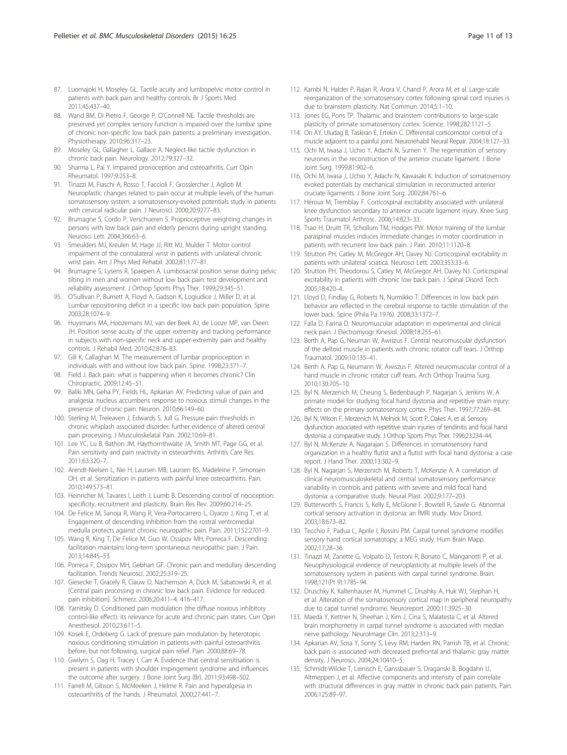87. Luomajoki H, Moseley GL. Tactile acuity and lumbopelvic motor control in patients with back pain and healthy controls. Br J Sports Med. 2011;45:437–40.
88. Wand BM, Di Pietro F, George P, O'Connell NE. Tactile thresholds are preserved yet complex sensory function is impaired over the lumbar spine of chronic non-specific low back pain patients: a preliminary investigation. Physiotherapy. 2010;96:317–23.
89. Moseley GL, Gallagher L, Gallace A. Neglect-like tactile dysfunction in chronic back pain. Neurology. 2012;79:327–32.
90. Sharma L, Pai Y. Impaired prorioception and osteoathritis. Curr Opin Rheumatol. 1997;9:253–8.
91. Tinazzi M, Fiaschi A, Rosso T, Faccioli F, Grosslercher J, Aglioti M. Neuroplastic changes related to pain occur at multiple levels of the human somatosensory system: a somatosensory-evoked potentials study in patients with cervical radicular pain. J Neurosci. 2000;20:9277–83.
92. Brumagne S, Cordo P, Verschueren S. Proprioceptive weighting changes in persons with low back pain and elderly persons during upright standing. Neurosci Lett. 2004;366:63–6.
93. Smeulders MJ, Kreulen M, Hage JJ, Ritt MJ, Mulder T. Motor control impairment of the contralateral wrist in patients with unilateral chronic wrist pain. Am J Phys Med Rehabil. 2002;81:177–81.
94. Brumagne S, Lysens R, Spaepen A. Lumbosacral position sense during pelvic tilting in men and women without low back pain: test development and reliability assessment. J Orthop Sports Phys Ther. 1999;29:345–51.
95. O'Sullivan P, Burnett A, Floyd A, Gadson K, Logiudice J, Miller D, et al. Lumbar repositioning deficit in a specific low back pain population. Spine. 2003;28:1074–9.
96. Huysmans MA, Hoozemans MJ, van der Beek AJ, de Looze MP, van Dieen JH. Position sense acuity of the upper extremity and tracking performance in subjects with non-specific neck and upper extremity pain and healthy controls. J Rehabil Med. 2010;42:876–83.
97. Gill K, Callaghan M. The measurement of lumbar proprioception in individuals with and without low back pain. Spine. 1998;23:371–7.
98. Field J. Back pain: what is happening when it becomes chronic? Clin Chiropractic. 2009;12:45–51.
99. Baliki MN, Geha PY, Fields HL, Apkarian AV. Predicting value of pain and analgesia: nucleus accumbens response to noxious stimuli changes in the presence of chronic pain. Neuron. 2010;66:149–60.
100. Sterling M, Treleaven J, Edwards S, Jull G. Pressure pain thresholds in chronic whiplash associated disorder: further evidence of altered central pain processing. J Musculoskelatal Pain. 2002;10:69–81.
101. Lee YC, Lu B, Bathon JM, Haythornthwaite JA, Smith MT, Page GG, et al. Pain sensitivity and pain reactivity in osteoarthritis. Arthritis Care Res. 2011;63:320–7.
102. Arendt-Nielsen L, Nie H, Laursen MB, Laursen BS, Madeleine P, Simonsen OH, et al. Sensitization in patients with painful knee osteoarthritis. Pain. 2010;149:573–81.
103. Heinricher M, Tavares I, Leith J, Lumb B. Descending control of nociception: specificity, recruitment and plasticity. Brain Res Rev. 2009;60:214–25.
104. De Felice M, Sanoja R, Wang R, Vera-Portocarrero L, Oyarzo J, King T, et al. Engagement of descending inhibition from the rostral ventromedial medulla protects against chronic neuropathic pain. Pain. 2011;152:2701–9.
105. Wang R, King T, De Felice M, Guo W, Ossipov MH, Porreca F. Descending facilitation maintains long-term spontaneous neuropathic pain. J Pain. 2013;14:845–53.
106. Porreca F, Ossipov MH, Gebhart GF. Chronic pain and medullary descending facilitation. Trends Neurosci. 2002;25:319–25.
107. Giesecke T, Gracely R, Clauw D, Nachemson A, Dück M, Sabatowski R, et al. [Central pain processing in chronic low back pain. Evidence for reduced pain inhibition]. Schmerz. 2006;20:411–4. 416–417.
108. Yarnitsky D. Conditioned pain modulation (the diffuse noxious inhibitory control-like effect): its relevance for acute and chronic pain states. Curr Opin Anesthesiol. 2010;23:611–5.
109. Kosek E, Ordeberg G. Lack of pressure pain modulation by heterotopic noxious conditioning stimulation in patients with painful osteoarthritis before, but not following, surgical pain relief. Pain. 2000;88:69–78.
110. Gwilym S, Oag H, Tracey I, Carr A. Evidence that central sensitisation is present in patients with shoulder impingement syndrome and influences the outcome after surgery. J Bone Joint Surg (Br). 2011;93:498–502.
111. Farrell M, Gibson S, McMeeken J, Helme R. Pain and hyperalgesia in osteoarthritis of the hands. J Rheumatol. 2000;27:441–7.
112. Kambi N, Halder P, Rajan R, Arora V, Chand P, Arora M, et al. Large-scale reorganization of the somatosensory cortex following spinal cord injuries is due to brainstem plasticity. Nat Commun. 2014;5:1–10.
113. Jones EG, Pons TP. Thalamic and brainstem contributions to large-scale plasticity of primate somatosensory cortex. Science. 1998;282:1121–5.
114. On AY, Uludag B, Taskiran E, Ertekin C. Differential corticomotor control of a muscle adjacent to a painful joint. Neurorehabil Neural Repair. 2004;18:127–33.
115. Ochi M, Iwasa J, Uchio Y, Adachi N, Sumen Y. The regeneration of sensory neurones in the reconstruction of the anterior cruciate ligament. J Bone Joint Surg. 1999;81:902–6.
116. Ochi M, Iwasa J, Uchio Y, Adachi N, Kawasaki K. Induction of somatosensory evoked potentials by mechanical stimulation in reconstructed anterior cruciate ligaments. J Bone Joint Surg. 2002;84:761–6.
117. Héroux M, Tremblay F. Corticospinal excitability associated with unilateral knee dysfunction secondary to anterior cruciate ligament injury. Knee Surg Sports Traumatol Arthrosc. 2006;14:823–33.
118. Tsao H, Druitt TR, Schollum TM, Hodges PW. Motor training of the lumbar paraspinal muscles induces immediate changes in motor coordination in patients with recurrent low back pain. J Pain. 2010;11:1120–8.
119. Strutton PH, Catley M, McGregor AH, Davey NJ. Corticospinal excitability in patients with unilateral sciatica. Neurosci Lett. 2003;353:33–6.
120. Strutton PH, Theodorou S, Catley M, McGregor AH, Davey NJ. Corticospinal excitability in patients with chronic low back pain. J Spinal Disord Tech. 2005;18:420–4.
121. Lloyd D, Findlay G, Roberts N, Nurmikko T. Differences in low back pain behavior are reflected in the cerebral response to tactile stimulation of the lower back. Spine (Phila Pa 1976). 2008;33:1372–7.
122. Falla D, Farina D. Neuromuscular adaptation in experimental and clinical neck pain. J Electromyogr Kinesiol. 2008;18:255–61.
123. Berth A, Pap G, Neuman W, Awiszus F. Central neuromuscular dysfunction of the deltoid muscle in patients with chronic rotator cuff tears. J Orthop Traumatol. 2009;10:135–41.
124. Berth A, Pap G, Neumann W, Awiszus F. Altered neuromuscular control of a hand muscle in chronic rotator cuff tears. Arch Orthop Trauma Surg. 2010;130:705–10.
125. Byl N, Merzenich M, Cheung S, Bedenbaugh P, Nagarjan S, Jenkins W. A primate model for studying focal hand dystonia and repetitive strain injury: effects on the primary somatosensory cortex. Phys Ther. 1997;77:269–84.
126. Byl N, Wilson F, Merzenich M, Melnick M, Scott P, Oakes A, et al. Sensory dysfunction associated with repetitive strain injuries of tendinitis and focal hand dystonia: a comparative study. J Orthop Sports Phys Ther. 1996;23:234–44.
127. Byl N, McKenzie A, Nagarajan S. Differences in somatosensory hand organization in a healthy flutist and a flutist with focal hand dystonia: a case report. J Hand Ther. 2000;13:302–9.
128. Byl N, Nagarjan S, Merzenich M, Roberts T, McKenzie A. A correlation of clinical neuromusculoskeletal and central somatosensory performance: variability in controls and patients with severe and mild focal hand dystonia: a comparative study. Neural Plast. 2002;9:177–203.
129. Butterworth S, Francis S, Kelly E, McGlone F, Bowtell R, Sawle G. Abnormal cortical sensory activation in dystonia: an fMRI study. Mov Disord. 2003;18:673–82.
130. Tecchio F, Padua L, Aprile I, Rossini PM. Carpal tunnel syndrome modifies sensory hand cortical somatotopy: a MEG study. Hum Brain Mapp. 2002;17:28–36.
131. Tinazzi M, Zanette G, Volpato D, Testoni R, Bonato C, Manganotti P, et al. Neuophysiological evidence of neuroplasticity at multiple levels of the somatosensory system in patients with carpal tunnel syndrome. Brain. 1998;121(Pt 9):1785–94.
132. Druschky K, Kaltenhauser M, Hummel C, Drushky A, Huk WJ, Stephan H, et al. Alteration of the somatosensory cortical map in peripheral neuropathy due to capal tunnel syndrome. Neuroreport. 2000;11:3925–30.
133. Maeda Y, Kettner N, Sheehan J, Kim J, Cina S, Malatesta C, et al. Altered brain morphometry in carpal tunnel syndrome is associated with median nerve pathology. NeuroImage Clin. 2013;2:313–9.
134. Apkarian AV, Sosa Y, Sonty S, Levy RM, Harden RN, Parrish TB, et al. Chronic back pain is associated with decreased prefrontal and thalamic gray matter density. J Neurosci. 2004;24:10410–5.
135. Schmidt-Wilcke T, Leinisch E, Ganssbauer S, Draganski B, Bogdahn U, Altmeppen J, et al. Affective components and intensity of pain correlate with structural differences in gray matter in chronic back pain patients. Pain. 2006;125:89–97.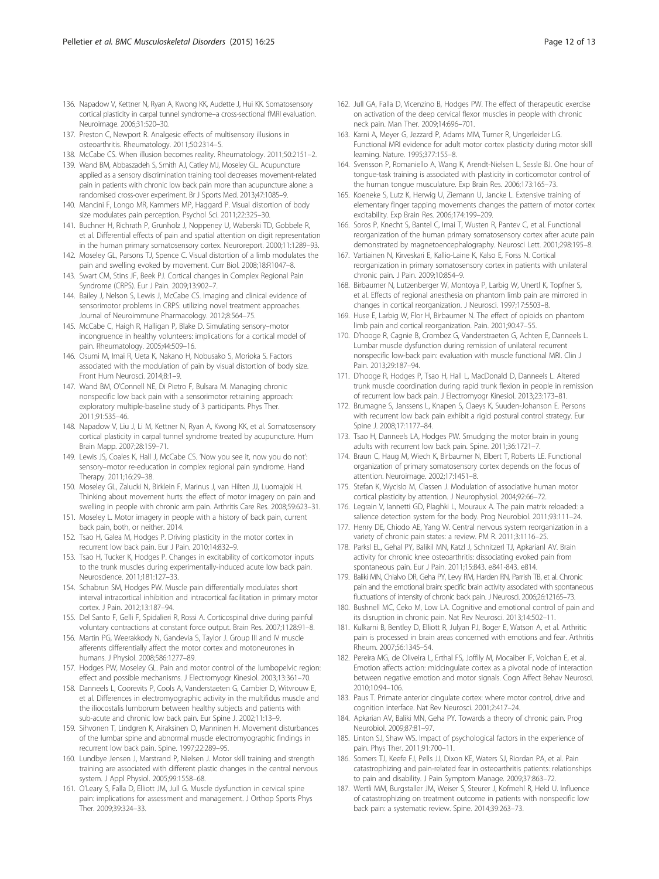136. Napadow V, Kettner N, Ryan A, Kwong KK, Audette J, Hui KK. Somatosensory cortical plasticity in carpal tunnel syndrome–a cross-sectional fMRI evaluation. Neuroimage. 2006;31:520–30.
137. Preston C, Newport R. Analgesic effects of multisensory illusions in osteoarthritis. Rheumatology. 2011;50:2314–5.
138. McCabe CS. When illusion becomes reality. Rheumatology. 2011;50:2151–2.
139. Wand BM, Abbaszadeh S, Smith AJ, Catley MJ, Moseley GL. Acupuncture applied as a sensory discrimination training tool decreases movement-related pain in patients with chronic low back pain more than acupuncture alone: a randomised cross-over experiment. Br J Sports Med. 2013;47:1085–9.
140. Mancini F, Longo MR, Kammers MP, Haggard P. Visual distortion of body size modulates pain perception. Psychol Sci. 2011;22:325–30.
141. Buchner H, Richrath P, Grunholz J, Noppeney U, Waberski TD, Gobbele R, et al. Differential effects of pain and spatial attention on digit representation in the human primary somatosensory cortex. Neuroreport. 2000;11:1289–93.
142. Moseley GL, Parsons TJ, Spence C. Visual distortion of a limb modulates the pain and swelling evoked by movement. Curr Biol. 2008;18:R1047–8.
143. Swart CM, Stins JF, Beek PJ. Cortical changes in Complex Regional Pain Syndrome (CRPS). Eur J Pain. 2009;13:902–7.
144. Bailey J, Nelson S, Lewis J, McCabe CS. Imaging and clinical evidence of sensorimotor problems in CRPS: utilizing novel treatment approaches. Journal of Neuroimmune Pharmacology. 2012;8:564–75.
145. McCabe C, Haigh R, Halligan P, Blake D. Simulating sensory–motor incongruence in healthy volunteers: implications for a cortical model of pain. Rheumatology. 2005;44:509–16.
146. Osumi M, Imai R, Ueta K, Nakano H, Nobusako S, Morioka S. Factors associated with the modulation of pain by visual distortion of body size. Front Hum Neurosci. 2014;8:1–9.
147. Wand BM, O'Connell NE, Di Pietro F, Bulsara M. Managing chronic nonspecific low back pain with a sensorimotor retraining approach: exploratory multiple-baseline study of 3 participants. Phys Ther. 2011;91:535–46.
148. Napadow V, Liu J, Li M, Kettner N, Ryan A, Kwong KK, et al. Somatosensory cortical plasticity in carpal tunnel syndrome treated by acupuncture. Hum Brain Mapp. 2007;28:159–71.
149. Lewis JS, Coales K, Hall J, McCabe CS. 'Now you see it, now you do not': sensory–motor re-education in complex regional pain syndrome. Hand Therapy. 2011;16:29–38.
150. Moseley GL, Zalucki N, Birklein F, Marinus J, van Hilten JJ, Luomajoki H. Thinking about movement hurts: the effect of motor imagery on pain and swelling in people with chronic arm pain. Arthritis Care Res. 2008;59:623–31.
151. Moseley L. Motor imagery in people with a history of back pain, current back pain, both, or neither. 2014.
152. Tsao H, Galea M, Hodges P. Driving plasticity in the motor cortex in recurrent low back pain. Eur J Pain. 2010;14:832–9.
153. Tsao H, Tucker K, Hodges P. Changes in excitability of corticomotor inputs to the trunk muscles during experimentally-induced acute low back pain. Neuroscience. 2011;181:127–33.
154. Schabrun SM, Hodges PW. Muscle pain differentially modulates short interval intracortical inhibition and intracortical facilitation in primary motor cortex. J Pain. 2012;13:187–94.
155. Del Santo F, Gelli F, Spidalieri R, Rossi A. Corticospinal drive during painful voluntary contractions at constant force output. Brain Res. 2007;1128:91–8.
156. Martin PG, Weerakkody N, Gandevia S, Taylor J. Group III and IV muscle afferents differentially affect the motor cortex and motoneurones in humans. J Physiol. 2008;586:1277–89.
157. Hodges PW, Moseley GL. Pain and motor control of the lumbopelvic region: effect and possible mechanisms. J Electromyogr Kinesiol. 2003;13:361–70.
158. Danneels L, Coorevits P, Cools A, Vanderstaeten G, Cambier D, Witvrouw E, et al. Differences in electromyographic activity in the multifidus muscle and the iliocostalis lumborum between healthy subjects and patients with sub-acute and chronic low back pain. Eur Spine J. 2002;11:13–9.
159. Sihvonen T, Lindgren K, Airaksinen O, Manninen H. Movement disturbances of the lumbar spine and abnormal muscle electromyographic findings in recurrent low back pain. Spine. 1997;22:289–95.
160. Lundbye Jensen J, Marstrand P, Nielsen J. Motor skill training and strength training are associated with different plastic changes in the central nervous system. J Appl Physiol. 2005;99:1558–68.
161. O'Leary S, Falla D, Elliott JM, Jull G. Muscle dysfunction in cervical spine pain: implications for assessment and management. J Orthop Sports Phys Ther. 2009;39:324–33.
162. Jull GA, Falla D, Vicenzino B, Hodges PW. The effect of therapeutic exercise on activation of the deep cervical flexor muscles in people with chronic neck pain. Man Ther. 2009;14:696–701.
163. Karni A, Meyer G, Jezzard P, Adams MM, Turner R, Ungerleider LG. Functional MRI evidence for adult motor cortex plasticity during motor skill learning. Nature. 1995;377:155–8.
164. Svensson P, Romaniello A, Wang K, Arendt-Nielsen L, Sessle BJ. One hour of tongue-task training is associated with plasticity in corticomotor control of the human tongue musculature. Exp Brain Res. 2006;173:165–73.
165. Koeneke S, Lutz K, Herwig U, Ziemann U, Jancke L. Extensive training of elementary finger tapping movements changes the pattern of motor cortex excitability. Exp Brain Res. 2006;174:199–209.
166. Soros P, Knecht S, Bantel C, Imai T, Wusten R, Pantev C, et al. Functional reorganization of the human primary somatosensory cortex after acute pain demonstrated by magnetoencephalography. Neurosci Lett. 2001;298:195–8.
167. Vartiainen N, Kirveskari E, Kallio-Laine K, Kalso E, Forss N. Cortical reorganization in primary somatosensory cortex in patients with unilateral chronic pain. J Pain. 2009;10:854–9.
168. Birbaumer N, Lutzenberger W, Montoya P, Larbig W, Unertl K, Topfner S, et al. Effects of regional anesthesia on phantom limb pain are mirrored in changes in cortical reorganization. J Neurosci. 1997;17:5503–8.
169. Huse E, Larbig W, Flor H, Birbaumer N. The effect of opioids on phantom limb pain and cortical reorganization. Pain. 2001;90:47–55.
170. D'hooge R, Cagnie B, Crombez G, Vanderstraeten G, Achten E, Danneels L. Lumbar muscle dysfunction during remission of unilateral recurrent nonspecific low-back pain: evaluation with muscle functional MRI. Clin J Pain. 2013;29:187–94.
171. D'hooge R, Hodges P, Tsao H, Hall L, MacDonald D, Danneels L. Altered trunk muscle coordination during rapid trunk flexion in people in remission of recurrent low back pain. J Electromyogr Kinesiol. 2013;23:173–81.
172. Brumagne S, Janssens L, Knapen S, Claeys K, Suuden-Johanson E. Persons with recurrent low back pain exhibit a rigid postural control strategy. Eur Spine J. 2008;17:1177–84.
173. Tsao H, Danneels LA, Hodges PW. Smudging the motor brain in young adults with recurrent low back pain. Spine. 2011;36:1721–7.
174. Braun C, Haug M, Wiech K, Birbaumer N, Elbert T, Roberts LE. Functional organization of primary somatosensory cortex depends on the focus of attention. Neuroimage. 2002;17:1451–8.
175. Stefan K, Wycislo M, Classen J. Modulation of associative human motor cortical plasticity by attention. J Neurophysiol. 2004;92:66–72.
176. Legrain V, Iannetti GD, Plaghki L, Mouraux A. The pain matrix reloaded: a salience detection system for the body. Prog Neurobiol. 2011;93:111–24.
177. Henry DE, Chiodo AE, Yang W. Central nervous system reorganization in a variety of chronic pain states: a review. PM R. 2011;3:1116–25.
178. Parksl EL, Gehal PY, Balikil MN, Katzl J, Schnitzerl TJ, Apkarianl AV. Brain activity for chronic knee osteoarthritis: dissociating evoked pain from spontaneous pain. Eur J Pain. 2011;15:843. e841-843. e814.
179. Baliki MN, Chialvo DR, Geha PY, Levy RM, Harden RN, Parrish TB, et al. Chronic pain and the emotional brain: specific brain activity associated with spontaneous fluctuations of intensity of chronic back pain. J Neurosci. 2006;26:12165–73.
180. Bushnell MC, Ceko M, Low LA. Cognitive and emotional control of pain and its disruption in chronic pain. Nat Rev Neurosci. 2013;14:502–11.
181. Kulkarni B, Bentley D, Elliott R, Julyan PJ, Boger E, Watson A, et al. Arthritic pain is processed in brain areas concerned with emotions and fear. Arthritis Rheum. 2007;56:1345–54.
182. Pereira MG, de Oliveira L, Erthal FS, Joffily M, Mocaiber IF, Volchan E, et al. Emotion affects action: midcingulate cortex as a pivotal node of interaction between negative emotion and motor signals. Cogn Affect Behav Neurosci. 2010;10:94–106.
183. Paus T. Primate anterior cingulate cortex: where motor control, drive and cognition interface. Nat Rev Neurosci. 2001;2:417–24.
184. Apkarian AV, Baliki MN, Geha PY. Towards a theory of chronic pain. Prog Neurobiol. 2009;87:81–97.
185. Linton SJ, Shaw WS. Impact of psychological factors in the experience of pain. Phys Ther. 2011;91:700–11.
186. Somers TJ, Keefe FJ, Pells JJ, Dixon KE, Waters SJ, Riordan PA, et al. Pain catastrophizing and pain-related fear in osteoarthritis patients: relationships to pain and disability. J Pain Symptom Manage. 2009;37:863–72.
187. Wertli MM, Burgstaller JM, Weiser S, Steurer J, Kofmehl R, Held U. Influence of catastrophizing on treatment outcome in patients with nonspecific low back pain: a systematic review. Spine. 2014;39:263–73.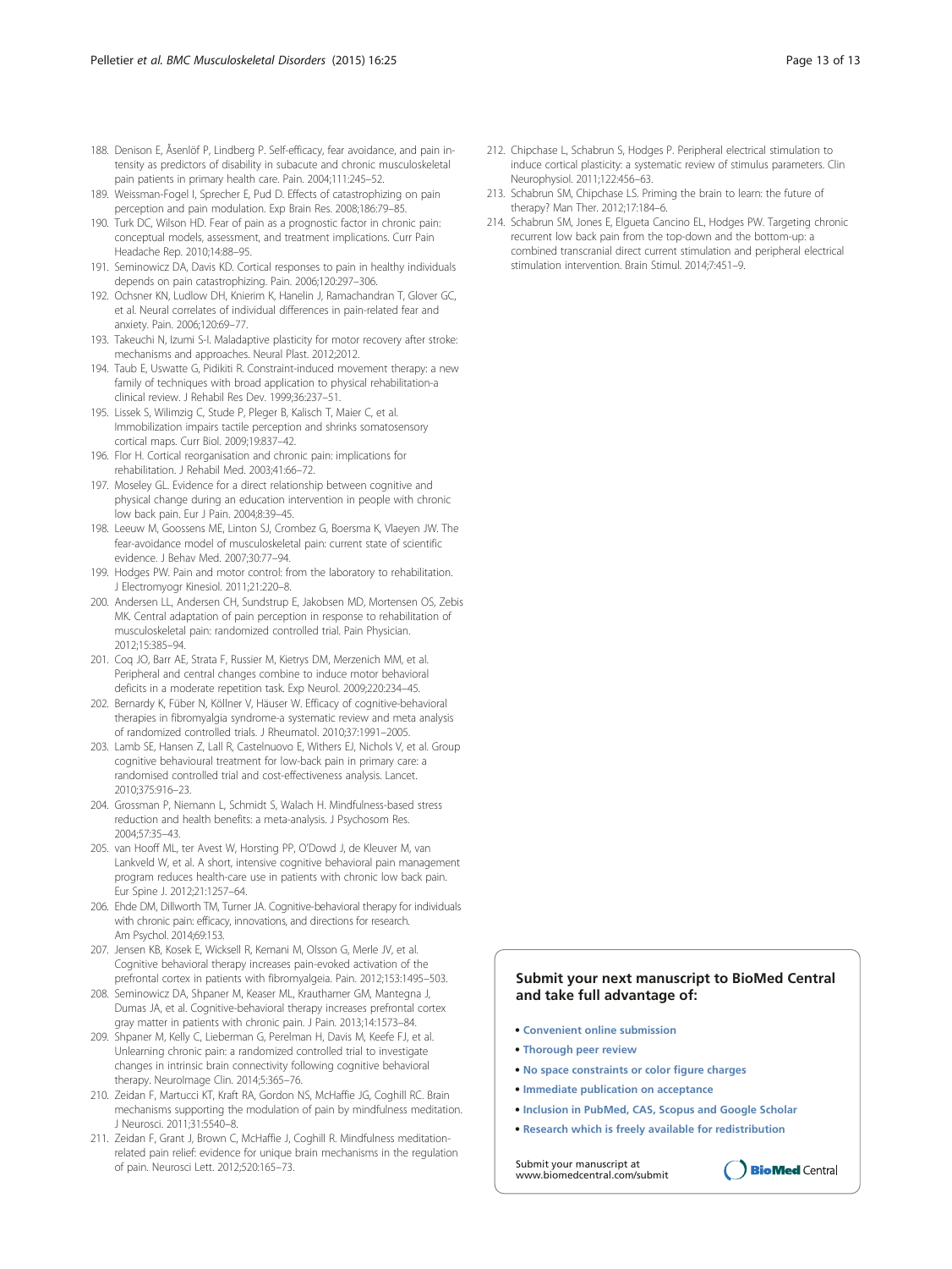188. Denison E, Åsenlöf P, Lindberg P. Self-efficacy, fear avoidance, and pain intensity as predictors of disability in subacute and chronic musculoskeletal pain patients in primary health care. Pain. 2004;111:245–52.
189. Weissman-Fogel I, Sprecher E, Pud D. Effects of catastrophizing on pain perception and pain modulation. Exp Brain Res. 2008;186:79–85.
190. Turk DC, Wilson HD. Fear of pain as a prognostic factor in chronic pain: conceptual models, assessment, and treatment implications. Curr Pain Headache Rep. 2010;14:88–95.
191. Seminowicz DA, Davis KD. Cortical responses to pain in healthy individuals depends on pain catastrophizing. Pain. 2006;120:297–306.
192. Ochsner KN, Ludlow DH, Knierim K, Hanelin J, Ramachandran T, Glover GC, et al. Neural correlates of individual differences in pain-related fear and anxiety. Pain. 2006;120:69–77.
193. Takeuchi N, Izumi S-I. Maladaptive plasticity for motor recovery after stroke: mechanisms and approaches. Neural Plast. 2012;2012.
194. Taub E, Uswatte G, Pidikiti R. Constraint-induced movement therapy: a new family of techniques with broad application to physical rehabilitation-a clinical review. J Rehabil Res Dev. 1999;36:237–51.
195. Lissek S, Wilimzig C, Stude P, Pleger B, Kalisch T, Maier C, et al. Immobilization impairs tactile perception and shrinks somatosensory cortical maps. Curr Biol. 2009;19:837–42.
196. Flor H. Cortical reorganisation and chronic pain: implications for rehabilitation. J Rehabil Med. 2003;41:66–72.
197. Moseley GL. Evidence for a direct relationship between cognitive and physical change during an education intervention in people with chronic low back pain. Eur J Pain. 2004;8:39–45.
198. Leeuw M, Goossens ME, Linton SJ, Crombez G, Boersma K, Vlaeyen JW. The fear-avoidance model of musculoskeletal pain: current state of scientific evidence. J Behav Med. 2007;30:77–94.
199. Hodges PW. Pain and motor control: from the laboratory to rehabilitation. J Electromyogr Kinesiol. 2011;21:220–8.
200. Andersen LL, Andersen CH, Sundstrup E, Jakobsen MD, Mortensen OS, Zebis MK. Central adaptation of pain perception in response to rehabilitation of musculoskeletal pain: randomized controlled trial. Pain Physician. 2012;15:385–94.
201. Coq JO, Barr AE, Strata F, Russier M, Kietrys DM, Merzenich MM, et al. Peripheral and central changes combine to induce motor behavioral deficits in a moderate repetition task. Exp Neurol. 2009;220:234–45.
202. Bernardy K, Füber N, Köllner V, Häuser W. Efficacy of cognitive-behavioral therapies in fibromyalgia syndrome-a systematic review and meta analysis of randomized controlled trials. J Rheumatol. 2010;37:1991–2005.
203. Lamb SE, Hansen Z, Lall R, Castelnuovo E, Withers EJ, Nichols V, et al. Group cognitive behavioural treatment for low-back pain in primary care: a randomised controlled trial and cost-effectiveness analysis. Lancet. 2010;375:916–23.
204. Grossman P, Niemann L, Schmidt S, Walach H. Mindfulness-based stress reduction and health benefits: a meta-analysis. J Psychosom Res. 2004;57:35–43.
205. van Hooff ML, ter Avest W, Horsting PP, O'Dowd J, de Kleuver M, van Lankveld W, et al. A short, intensive cognitive behavioral pain management program reduces health-care use in patients with chronic low back pain. Eur Spine J. 2012;21:1257–64.
206. Ehde DM, Dillworth TM, Turner JA. Cognitive-behavioral therapy for individuals with chronic pain: efficacy, innovations, and directions for research. Am Psychol. 2014;69:153.
207. Jensen KB, Kosek E, Wicksell R, Kemani M, Olsson G, Merle JV, et al. Cognitive behavioral therapy increases pain-evoked activation of the prefrontal cortex in patients with fibromyalgeia. Pain. 2012;153:1495–503.
208. Seminowicz DA, Shpaner M, Keaser ML, Krauthamer GM, Mantegna J, Dumas JA, et al. Cognitive-behavioral therapy increases prefrontal cortex gray matter in patients with chronic pain. J Pain. 2013;14:1573–84.
209. Shpaner M, Kelly C, Lieberman G, Perelman H, Davis M, Keefe FJ, et al. Unlearning chronic pain: a randomized controlled trial to investigate changes in intrinsic brain connectivity following cognitive behavioral therapy. NeuroImage Clin. 2014;5:365–76.
210. Zeidan F, Martucci KT, Kraft RA, Gordon NS, McHaffie JG, Coghill RC. Brain mechanisms supporting the modulation of pain by mindfulness meditation. J Neurosci. 2011;31:5540–8.
211. Zeidan F, Grant J, Brown C, McHaffie J, Coghill R. Mindfulness meditation-related pain relief: evidence for unique brain mechanisms in the regulation of pain. Neurosci Lett. 2012;520:165–73.
212. Chipchase L, Schabrun S, Hodges P. Peripheral electrical stimulation to induce cortical plasticity: a systematic review of stimulus parameters. Clin Neurophysiol. 2011;122:456–63.
213. Schabrun SM, Chipchase LS. Priming the brain to learn: the future of therapy? Man Ther. 2012;17:184–6.
214. Schabrun SM, Jones E, Elgueta Cancino EL, Hodges PW. Targeting chronic recurrent low back pain from the top-down and the bottom-up: a combined transcranial direct current stimulation and peripheral electrical stimulation intervention. Brain Stimul. 2014;7:451–9.

**Submit your next manuscript to BioMed Central and take full advantage of:**

- Convenient online submission
- Thorough peer review
- No space constraints or color figure charges
- Immediate publication on acceptance
- Inclusion in PubMed, CAS, Scopus and Google Scholar
- Research which is freely available for redistribution

Submit your manuscript at www.biomedcentral.com/submit

BioMed Central